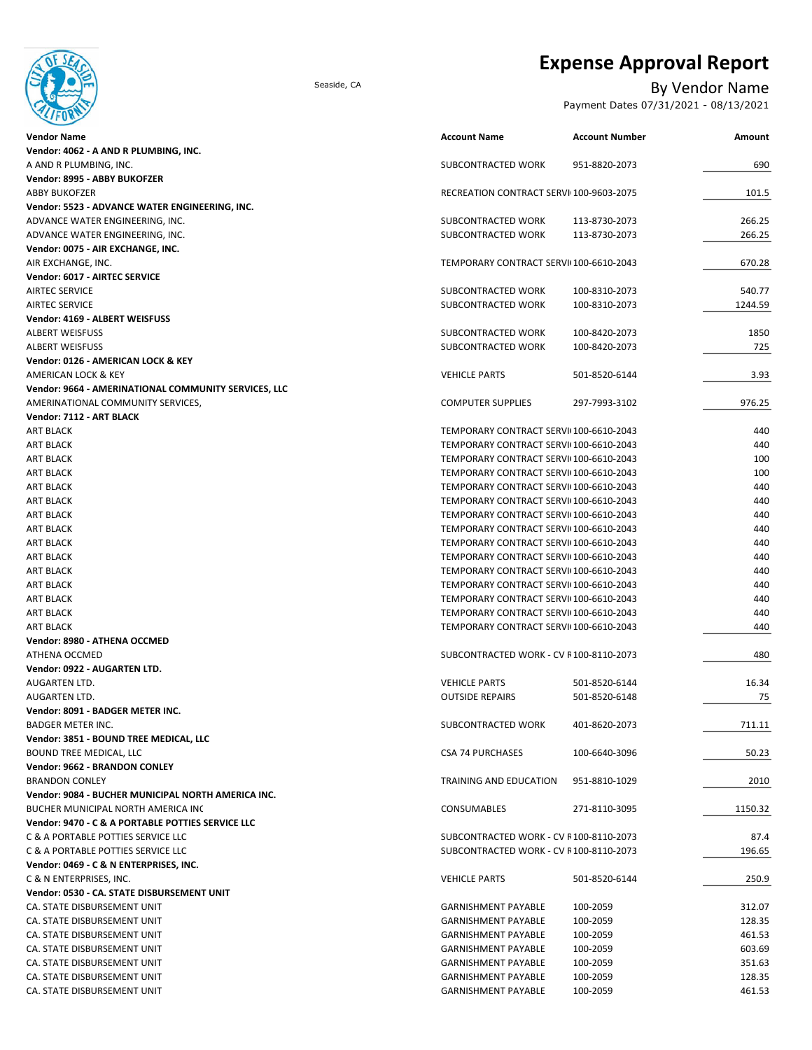# Expense Approval Report

Seaside, CA

## By Vendor Name

Payment Dates 07/31/2021 - 08/13/2021

| Vendor Name | Account Name | Account Number | Amount |
|---|---|---|---|
| **Vendor: 4062 - A AND R PLUMBING, INC.** | | | |
| A AND R PLUMBING, INC. | SUBCONTRACTED WORK | 951-8820-2073 | 690 |
| **Vendor: 8995 - ABBY BUKOFZER** | | | |
| ABBY BUKOFZER | RECREATION CONTRACT SERVI | 100-9603-2075 | 101.5 |
| **Vendor: 5523 - ADVANCE WATER ENGINEERING, INC.** | | | |
| ADVANCE WATER ENGINEERING, INC. | SUBCONTRACTED WORK | 113-8730-2073 | 266.25 |
| ADVANCE WATER ENGINEERING, INC. | SUBCONTRACTED WORK | 113-8730-2073 | 266.25 |
| **Vendor: 0075 - AIR EXCHANGE, INC.** | | | |
| AIR EXCHANGE, INC. | TEMPORARY CONTRACT SERVI | 100-6610-2043 | 670.28 |
| **Vendor: 6017 - AIRTEC SERVICE** | | | |
| AIRTEC SERVICE | SUBCONTRACTED WORK | 100-8310-2073 | 540.77 |
| AIRTEC SERVICE | SUBCONTRACTED WORK | 100-8310-2073 | 1244.59 |
| **Vendor: 4169 - ALBERT WEISFUSS** | | | |
| ALBERT WEISFUSS | SUBCONTRACTED WORK | 100-8420-2073 | 1850 |
| ALBERT WEISFUSS | SUBCONTRACTED WORK | 100-8420-2073 | 725 |
| **Vendor: 0126 - AMERICAN LOCK & KEY** | | | |
| AMERICAN LOCK & KEY | VEHICLE PARTS | 501-8520-6144 | 3.93 |
| **Vendor: 9664 - AMERINATIONAL COMMUNITY SERVICES, LLC** | | | |
| AMERINATIONAL COMMUNITY SERVICES, | COMPUTER SUPPLIES | 297-7993-3102 | 976.25 |
| **Vendor: 7112 - ART BLACK** | | | |
| ART BLACK | TEMPORARY CONTRACT SERVI | 100-6610-2043 | 440 |
| ART BLACK | TEMPORARY CONTRACT SERVI | 100-6610-2043 | 440 |
| ART BLACK | TEMPORARY CONTRACT SERVI | 100-6610-2043 | 100 |
| ART BLACK | TEMPORARY CONTRACT SERVI | 100-6610-2043 | 100 |
| ART BLACK | TEMPORARY CONTRACT SERVI | 100-6610-2043 | 440 |
| ART BLACK | TEMPORARY CONTRACT SERVI | 100-6610-2043 | 440 |
| ART BLACK | TEMPORARY CONTRACT SERVI | 100-6610-2043 | 440 |
| ART BLACK | TEMPORARY CONTRACT SERVI | 100-6610-2043 | 440 |
| ART BLACK | TEMPORARY CONTRACT SERVI | 100-6610-2043 | 440 |
| ART BLACK | TEMPORARY CONTRACT SERVI | 100-6610-2043 | 440 |
| ART BLACK | TEMPORARY CONTRACT SERVI | 100-6610-2043 | 440 |
| ART BLACK | TEMPORARY CONTRACT SERVI | 100-6610-2043 | 440 |
| ART BLACK | TEMPORARY CONTRACT SERVI | 100-6610-2043 | 440 |
| ART BLACK | TEMPORARY CONTRACT SERVI | 100-6610-2043 | 440 |
| ART BLACK | TEMPORARY CONTRACT SERVI | 100-6610-2043 | 440 |
| **Vendor: 8980 - ATHENA OCCMED** | | | |
| ATHENA OCCMED | SUBCONTRACTED WORK - CV R | 100-8110-2073 | 480 |
| **Vendor: 0922 - AUGARTEN LTD.** | | | |
| AUGARTEN LTD. | VEHICLE PARTS | 501-8520-6144 | 16.34 |
| AUGARTEN LTD. | OUTSIDE REPAIRS | 501-8520-6148 | 75 |
| **Vendor: 8091 - BADGER METER INC.** | | | |
| BADGER METER INC. | SUBCONTRACTED WORK | 401-8620-2073 | 711.11 |
| **Vendor: 3851 - BOUND TREE MEDICAL, LLC** | | | |
| BOUND TREE MEDICAL, LLC | CSA 74 PURCHASES | 100-6640-3096 | 50.23 |
| **Vendor: 9662 - BRANDON CONLEY** | | | |
| BRANDON CONLEY | TRAINING AND EDUCATION | 951-8810-1029 | 2010 |
| **Vendor: 9084 - BUCHER MUNICIPAL NORTH AMERICA INC.** | | | |
| BUCHER MUNICIPAL NORTH AMERICA INC | CONSUMABLES | 271-8110-3095 | 1150.32 |
| **Vendor: 9470 - C & A PORTABLE POTTIES SERVICE LLC** | | | |
| C & A PORTABLE POTTIES SERVICE LLC | SUBCONTRACTED WORK - CV R | 100-8110-2073 | 87.4 |
| C & A PORTABLE POTTIES SERVICE LLC | SUBCONTRACTED WORK - CV R | 100-8110-2073 | 196.65 |
| **Vendor: 0469 - C & N ENTERPRISES, INC.** | | | |
| C & N ENTERPRISES, INC. | VEHICLE PARTS | 501-8520-6144 | 250.9 |
| **Vendor: 0530 - CA. STATE DISBURSEMENT UNIT** | | | |
| CA. STATE DISBURSEMENT UNIT | GARNISHMENT PAYABLE | 100-2059 | 312.07 |
| CA. STATE DISBURSEMENT UNIT | GARNISHMENT PAYABLE | 100-2059 | 128.35 |
| CA. STATE DISBURSEMENT UNIT | GARNISHMENT PAYABLE | 100-2059 | 461.53 |
| CA. STATE DISBURSEMENT UNIT | GARNISHMENT PAYABLE | 100-2059 | 603.69 |
| CA. STATE DISBURSEMENT UNIT | GARNISHMENT PAYABLE | 100-2059 | 351.63 |
| CA. STATE DISBURSEMENT UNIT | GARNISHMENT PAYABLE | 100-2059 | 128.35 |
| CA. STATE DISBURSEMENT UNIT | GARNISHMENT PAYABLE | 100-2059 | 461.53 |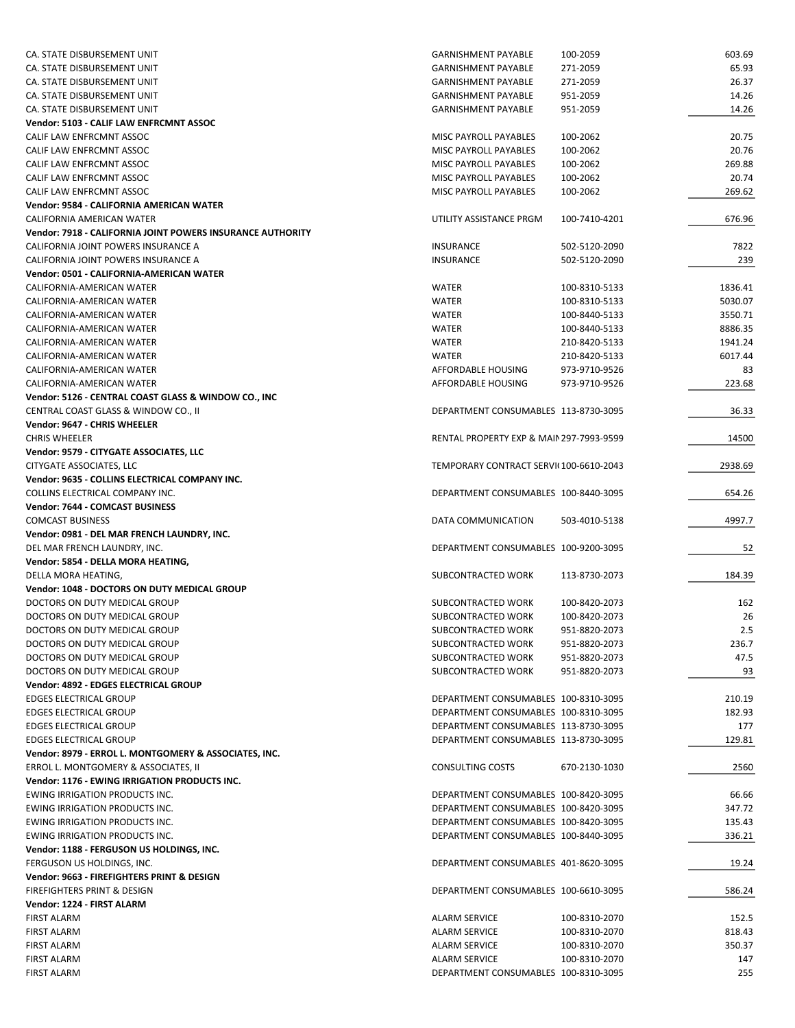| | | | |
|---|---|---|---|
| CA. STATE DISBURSEMENT UNIT | GARNISHMENT PAYABLE | 100-2059 | 603.69 |
| CA. STATE DISBURSEMENT UNIT | GARNISHMENT PAYABLE | 271-2059 | 65.93 |
| CA. STATE DISBURSEMENT UNIT | GARNISHMENT PAYABLE | 271-2059 | 26.37 |
| CA. STATE DISBURSEMENT UNIT | GARNISHMENT PAYABLE | 951-2059 | 14.26 |
| CA. STATE DISBURSEMENT UNIT | GARNISHMENT PAYABLE | 951-2059 | 14.26 |
| **Vendor: 5103 - CALIF LAW ENFRCMNT ASSOC** | | | |
| CALIF LAW ENFRCMNT ASSOC | MISC PAYROLL PAYABLES | 100-2062 | 20.75 |
| CALIF LAW ENFRCMNT ASSOC | MISC PAYROLL PAYABLES | 100-2062 | 20.76 |
| CALIF LAW ENFRCMNT ASSOC | MISC PAYROLL PAYABLES | 100-2062 | 269.88 |
| CALIF LAW ENFRCMNT ASSOC | MISC PAYROLL PAYABLES | 100-2062 | 20.74 |
| CALIF LAW ENFRCMNT ASSOC | MISC PAYROLL PAYABLES | 100-2062 | 269.62 |
| **Vendor: 9584 - CALIFORNIA AMERICAN WATER** | | | |
| CALIFORNIA AMERICAN WATER | UTILITY ASSISTANCE PRGM | 100-7410-4201 | 676.96 |
| **Vendor: 7918 - CALIFORNIA JOINT POWERS INSURANCE AUTHORITY** | | | |
| CALIFORNIA JOINT POWERS INSURANCE A | INSURANCE | 502-5120-2090 | 7822 |
| CALIFORNIA JOINT POWERS INSURANCE A | INSURANCE | 502-5120-2090 | 239 |
| **Vendor: 0501 - CALIFORNIA-AMERICAN WATER** | | | |
| CALIFORNIA-AMERICAN WATER | WATER | 100-8310-5133 | 1836.41 |
| CALIFORNIA-AMERICAN WATER | WATER | 100-8310-5133 | 5030.07 |
| CALIFORNIA-AMERICAN WATER | WATER | 100-8440-5133 | 3550.71 |
| CALIFORNIA-AMERICAN WATER | WATER | 100-8440-5133 | 8886.35 |
| CALIFORNIA-AMERICAN WATER | WATER | 210-8420-5133 | 1941.24 |
| CALIFORNIA-AMERICAN WATER | WATER | 210-8420-5133 | 6017.44 |
| CALIFORNIA-AMERICAN WATER | AFFORDABLE HOUSING | 973-9710-9526 | 83 |
| CALIFORNIA-AMERICAN WATER | AFFORDABLE HOUSING | 973-9710-9526 | 223.68 |
| **Vendor: 5126 - CENTRAL COAST GLASS & WINDOW CO., INC** | | | |
| CENTRAL COAST GLASS & WINDOW CO., II | DEPARTMENT CONSUMABLES | 113-8730-3095 | 36.33 |
| **Vendor: 9647 - CHRIS WHEELER** | | | |
| CHRIS WHEELER | RENTAL PROPERTY EXP & MAI | 297-7993-9599 | 14500 |
| **Vendor: 9579 - CITYGATE ASSOCIATES, LLC** | | | |
| CITYGATE ASSOCIATES, LLC | TEMPORARY CONTRACT SERVI | 100-6610-2043 | 2938.69 |
| **Vendor: 9635 - COLLINS ELECTRICAL COMPANY INC.** | | | |
| COLLINS ELECTRICAL COMPANY INC. | DEPARTMENT CONSUMABLES | 100-8440-3095 | 654.26 |
| **Vendor: 7644 - COMCAST BUSINESS** | | | |
| COMCAST BUSINESS | DATA COMMUNICATION | 503-4010-5138 | 4997.7 |
| **Vendor: 0981 - DEL MAR FRENCH LAUNDRY, INC.** | | | |
| DEL MAR FRENCH LAUNDRY, INC. | DEPARTMENT CONSUMABLES | 100-9200-3095 | 52 |
| **Vendor: 5854 - DELLA MORA HEATING,** | | | |
| DELLA MORA HEATING, | SUBCONTRACTED WORK | 113-8730-2073 | 184.39 |
| **Vendor: 1048 - DOCTORS ON DUTY MEDICAL GROUP** | | | |
| DOCTORS ON DUTY MEDICAL GROUP | SUBCONTRACTED WORK | 100-8420-2073 | 162 |
| DOCTORS ON DUTY MEDICAL GROUP | SUBCONTRACTED WORK | 100-8420-2073 | 26 |
| DOCTORS ON DUTY MEDICAL GROUP | SUBCONTRACTED WORK | 951-8820-2073 | 2.5 |
| DOCTORS ON DUTY MEDICAL GROUP | SUBCONTRACTED WORK | 951-8820-2073 | 236.7 |
| DOCTORS ON DUTY MEDICAL GROUP | SUBCONTRACTED WORK | 951-8820-2073 | 47.5 |
| DOCTORS ON DUTY MEDICAL GROUP | SUBCONTRACTED WORK | 951-8820-2073 | 93 |
| **Vendor: 4892 - EDGES ELECTRICAL GROUP** | | | |
| EDGES ELECTRICAL GROUP | DEPARTMENT CONSUMABLES | 100-8310-3095 | 210.19 |
| EDGES ELECTRICAL GROUP | DEPARTMENT CONSUMABLES | 100-8310-3095 | 182.93 |
| EDGES ELECTRICAL GROUP | DEPARTMENT CONSUMABLES | 113-8730-3095 | 177 |
| EDGES ELECTRICAL GROUP | DEPARTMENT CONSUMABLES | 113-8730-3095 | 129.81 |
| **Vendor: 8979 - ERROL L. MONTGOMERY & ASSOCIATES, INC.** | | | |
| ERROL L. MONTGOMERY & ASSOCIATES, II | CONSULTING COSTS | 670-2130-1030 | 2560 |
| **Vendor: 1176 - EWING IRRIGATION PRODUCTS INC.** | | | |
| EWING IRRIGATION PRODUCTS INC. | DEPARTMENT CONSUMABLES | 100-8420-3095 | 66.66 |
| EWING IRRIGATION PRODUCTS INC. | DEPARTMENT CONSUMABLES | 100-8420-3095 | 347.72 |
| EWING IRRIGATION PRODUCTS INC. | DEPARTMENT CONSUMABLES | 100-8420-3095 | 135.43 |
| EWING IRRIGATION PRODUCTS INC. | DEPARTMENT CONSUMABLES | 100-8440-3095 | 336.21 |
| **Vendor: 1188 - FERGUSON US HOLDINGS, INC.** | | | |
| FERGUSON US HOLDINGS, INC. | DEPARTMENT CONSUMABLES | 401-8620-3095 | 19.24 |
| **Vendor: 9663 - FIREFIGHTERS PRINT & DESIGN** | | | |
| FIREFIGHTERS PRINT & DESIGN | DEPARTMENT CONSUMABLES | 100-6610-3095 | 586.24 |
| **Vendor: 1224 - FIRST ALARM** | | | |
| FIRST ALARM | ALARM SERVICE | 100-8310-2070 | 152.5 |
| FIRST ALARM | ALARM SERVICE | 100-8310-2070 | 818.43 |
| FIRST ALARM | ALARM SERVICE | 100-8310-2070 | 350.37 |
| FIRST ALARM | ALARM SERVICE | 100-8310-2070 | 147 |
| FIRST ALARM | DEPARTMENT CONSUMABLES | 100-8310-3095 | 255 |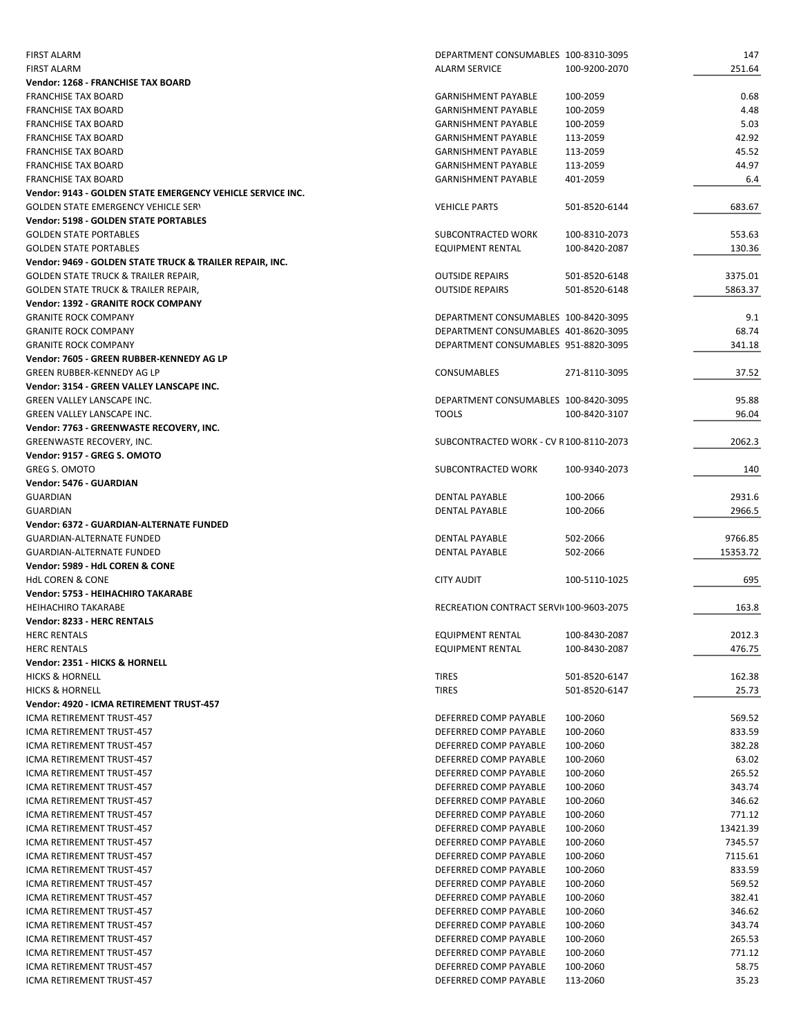| | | | |
|---|---|---|---|
| FIRST ALARM | DEPARTMENT CONSUMABLES | 100-8310-3095 | 147 |
| FIRST ALARM | ALARM SERVICE | 100-9200-2070 | 251.64 |
| **Vendor: 1268 - FRANCHISE TAX BOARD** | | | |
| FRANCHISE TAX BOARD | GARNISHMENT PAYABLE | 100-2059 | 0.68 |
| FRANCHISE TAX BOARD | GARNISHMENT PAYABLE | 100-2059 | 4.48 |
| FRANCHISE TAX BOARD | GARNISHMENT PAYABLE | 100-2059 | 5.03 |
| FRANCHISE TAX BOARD | GARNISHMENT PAYABLE | 113-2059 | 42.92 |
| FRANCHISE TAX BOARD | GARNISHMENT PAYABLE | 113-2059 | 45.52 |
| FRANCHISE TAX BOARD | GARNISHMENT PAYABLE | 113-2059 | 44.97 |
| FRANCHISE TAX BOARD | GARNISHMENT PAYABLE | 401-2059 | 6.4 |
| **Vendor: 9143 - GOLDEN STATE EMERGENCY VEHICLE SERVICE INC.** | | | |
| GOLDEN STATE EMERGENCY VEHICLE SER\ | VEHICLE PARTS | 501-8520-6144 | 683.67 |
| **Vendor: 5198 - GOLDEN STATE PORTABLES** | | | |
| GOLDEN STATE PORTABLES | SUBCONTRACTED WORK | 100-8310-2073 | 553.63 |
| GOLDEN STATE PORTABLES | EQUIPMENT RENTAL | 100-8420-2087 | 130.36 |
| **Vendor: 9469 - GOLDEN STATE TRUCK & TRAILER REPAIR, INC.** | | | |
| GOLDEN STATE TRUCK & TRAILER REPAIR, | OUTSIDE REPAIRS | 501-8520-6148 | 3375.01 |
| GOLDEN STATE TRUCK & TRAILER REPAIR, | OUTSIDE REPAIRS | 501-8520-6148 | 5863.37 |
| **Vendor: 1392 - GRANITE ROCK COMPANY** | | | |
| GRANITE ROCK COMPANY | DEPARTMENT CONSUMABLES | 100-8420-3095 | 9.1 |
| GRANITE ROCK COMPANY | DEPARTMENT CONSUMABLES | 401-8620-3095 | 68.74 |
| GRANITE ROCK COMPANY | DEPARTMENT CONSUMABLES | 951-8820-3095 | 341.18 |
| **Vendor: 7605 - GREEN RUBBER-KENNEDY AG LP** | | | |
| GREEN RUBBER-KENNEDY AG LP | CONSUMABLES | 271-8110-3095 | 37.52 |
| **Vendor: 3154 - GREEN VALLEY LANSCAPE INC.** | | | |
| GREEN VALLEY LANSCAPE INC. | DEPARTMENT CONSUMABLES | 100-8420-3095 | 95.88 |
| GREEN VALLEY LANSCAPE INC. | TOOLS | 100-8420-3107 | 96.04 |
| **Vendor: 7763 - GREENWASTE RECOVERY, INC.** | | | |
| GREENWASTE RECOVERY, INC. | SUBCONTRACTED WORK - CV R | 100-8110-2073 | 2062.3 |
| **Vendor: 9157 - GREG S. OMOTO** | | | |
| GREG S. OMOTO | SUBCONTRACTED WORK | 100-9340-2073 | 140 |
| **Vendor: 5476 - GUARDIAN** | | | |
| GUARDIAN | DENTAL PAYABLE | 100-2066 | 2931.6 |
| GUARDIAN | DENTAL PAYABLE | 100-2066 | 2966.5 |
| **Vendor: 6372 - GUARDIAN-ALTERNATE FUNDED** | | | |
| GUARDIAN-ALTERNATE FUNDED | DENTAL PAYABLE | 502-2066 | 9766.85 |
| GUARDIAN-ALTERNATE FUNDED | DENTAL PAYABLE | 502-2066 | 15353.72 |
| **Vendor: 5989 - HdL COREN & CONE** | | | |
| HdL COREN & CONE | CITY AUDIT | 100-5110-1025 | 695 |
| **Vendor: 5753 - HEIHACHIRO TAKARABE** | | | |
| HEIHACHIRO TAKARABE | RECREATION CONTRACT SERVI | 100-9603-2075 | 163.8 |
| **Vendor: 8233 - HERC RENTALS** | | | |
| HERC RENTALS | EQUIPMENT RENTAL | 100-8430-2087 | 2012.3 |
| HERC RENTALS | EQUIPMENT RENTAL | 100-8430-2087 | 476.75 |
| **Vendor: 2351 - HICKS & HORNELL** | | | |
| HICKS & HORNELL | TIRES | 501-8520-6147 | 162.38 |
| HICKS & HORNELL | TIRES | 501-8520-6147 | 25.73 |
| **Vendor: 4920 - ICMA RETIREMENT TRUST-457** | | | |
| ICMA RETIREMENT TRUST-457 | DEFERRED COMP PAYABLE | 100-2060 | 569.52 |
| ICMA RETIREMENT TRUST-457 | DEFERRED COMP PAYABLE | 100-2060 | 833.59 |
| ICMA RETIREMENT TRUST-457 | DEFERRED COMP PAYABLE | 100-2060 | 382.28 |
| ICMA RETIREMENT TRUST-457 | DEFERRED COMP PAYABLE | 100-2060 | 63.02 |
| ICMA RETIREMENT TRUST-457 | DEFERRED COMP PAYABLE | 100-2060 | 265.52 |
| ICMA RETIREMENT TRUST-457 | DEFERRED COMP PAYABLE | 100-2060 | 343.74 |
| ICMA RETIREMENT TRUST-457 | DEFERRED COMP PAYABLE | 100-2060 | 346.62 |
| ICMA RETIREMENT TRUST-457 | DEFERRED COMP PAYABLE | 100-2060 | 771.12 |
| ICMA RETIREMENT TRUST-457 | DEFERRED COMP PAYABLE | 100-2060 | 13421.39 |
| ICMA RETIREMENT TRUST-457 | DEFERRED COMP PAYABLE | 100-2060 | 7345.57 |
| ICMA RETIREMENT TRUST-457 | DEFERRED COMP PAYABLE | 100-2060 | 7115.61 |
| ICMA RETIREMENT TRUST-457 | DEFERRED COMP PAYABLE | 100-2060 | 833.59 |
| ICMA RETIREMENT TRUST-457 | DEFERRED COMP PAYABLE | 100-2060 | 569.52 |
| ICMA RETIREMENT TRUST-457 | DEFERRED COMP PAYABLE | 100-2060 | 382.41 |
| ICMA RETIREMENT TRUST-457 | DEFERRED COMP PAYABLE | 100-2060 | 346.62 |
| ICMA RETIREMENT TRUST-457 | DEFERRED COMP PAYABLE | 100-2060 | 343.74 |
| ICMA RETIREMENT TRUST-457 | DEFERRED COMP PAYABLE | 100-2060 | 265.53 |
| ICMA RETIREMENT TRUST-457 | DEFERRED COMP PAYABLE | 100-2060 | 771.12 |
| ICMA RETIREMENT TRUST-457 | DEFERRED COMP PAYABLE | 100-2060 | 58.75 |
| ICMA RETIREMENT TRUST-457 | DEFERRED COMP PAYABLE | 113-2060 | 35.23 |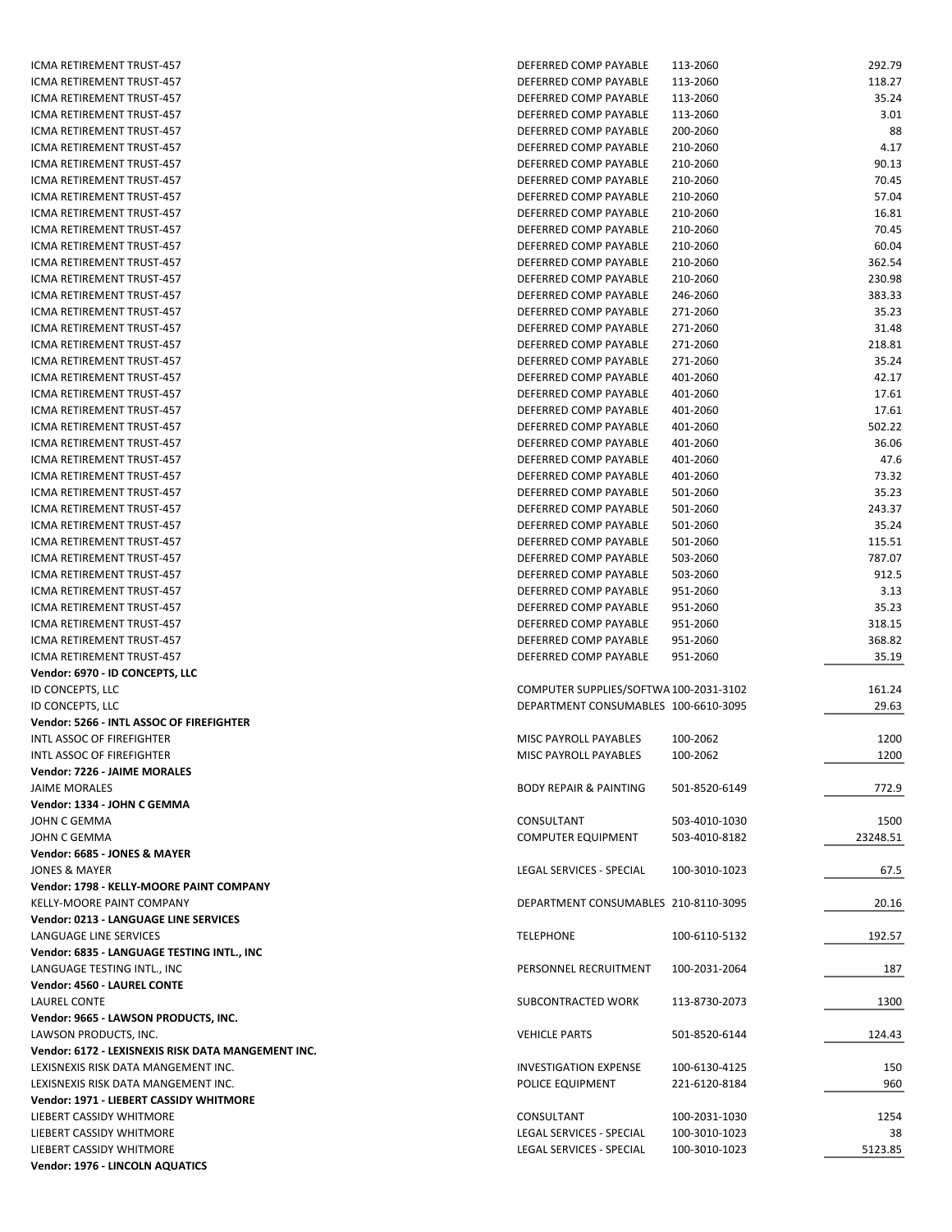| | | | |
|---|---|---|---|
| ICMA RETIREMENT TRUST-457 | DEFERRED COMP PAYABLE | 113-2060 | 292.79 |
| ICMA RETIREMENT TRUST-457 | DEFERRED COMP PAYABLE | 113-2060 | 118.27 |
| ICMA RETIREMENT TRUST-457 | DEFERRED COMP PAYABLE | 113-2060 | 35.24 |
| ICMA RETIREMENT TRUST-457 | DEFERRED COMP PAYABLE | 113-2060 | 3.01 |
| ICMA RETIREMENT TRUST-457 | DEFERRED COMP PAYABLE | 200-2060 | 88 |
| ICMA RETIREMENT TRUST-457 | DEFERRED COMP PAYABLE | 210-2060 | 4.17 |
| ICMA RETIREMENT TRUST-457 | DEFERRED COMP PAYABLE | 210-2060 | 90.13 |
| ICMA RETIREMENT TRUST-457 | DEFERRED COMP PAYABLE | 210-2060 | 70.45 |
| ICMA RETIREMENT TRUST-457 | DEFERRED COMP PAYABLE | 210-2060 | 57.04 |
| ICMA RETIREMENT TRUST-457 | DEFERRED COMP PAYABLE | 210-2060 | 16.81 |
| ICMA RETIREMENT TRUST-457 | DEFERRED COMP PAYABLE | 210-2060 | 70.45 |
| ICMA RETIREMENT TRUST-457 | DEFERRED COMP PAYABLE | 210-2060 | 60.04 |
| ICMA RETIREMENT TRUST-457 | DEFERRED COMP PAYABLE | 210-2060 | 362.54 |
| ICMA RETIREMENT TRUST-457 | DEFERRED COMP PAYABLE | 210-2060 | 230.98 |
| ICMA RETIREMENT TRUST-457 | DEFERRED COMP PAYABLE | 246-2060 | 383.33 |
| ICMA RETIREMENT TRUST-457 | DEFERRED COMP PAYABLE | 271-2060 | 35.23 |
| ICMA RETIREMENT TRUST-457 | DEFERRED COMP PAYABLE | 271-2060 | 31.48 |
| ICMA RETIREMENT TRUST-457 | DEFERRED COMP PAYABLE | 271-2060 | 218.81 |
| ICMA RETIREMENT TRUST-457 | DEFERRED COMP PAYABLE | 271-2060 | 35.24 |
| ICMA RETIREMENT TRUST-457 | DEFERRED COMP PAYABLE | 401-2060 | 42.17 |
| ICMA RETIREMENT TRUST-457 | DEFERRED COMP PAYABLE | 401-2060 | 17.61 |
| ICMA RETIREMENT TRUST-457 | DEFERRED COMP PAYABLE | 401-2060 | 17.61 |
| ICMA RETIREMENT TRUST-457 | DEFERRED COMP PAYABLE | 401-2060 | 502.22 |
| ICMA RETIREMENT TRUST-457 | DEFERRED COMP PAYABLE | 401-2060 | 36.06 |
| ICMA RETIREMENT TRUST-457 | DEFERRED COMP PAYABLE | 401-2060 | 47.6 |
| ICMA RETIREMENT TRUST-457 | DEFERRED COMP PAYABLE | 401-2060 | 73.32 |
| ICMA RETIREMENT TRUST-457 | DEFERRED COMP PAYABLE | 501-2060 | 35.23 |
| ICMA RETIREMENT TRUST-457 | DEFERRED COMP PAYABLE | 501-2060 | 243.37 |
| ICMA RETIREMENT TRUST-457 | DEFERRED COMP PAYABLE | 501-2060 | 35.24 |
| ICMA RETIREMENT TRUST-457 | DEFERRED COMP PAYABLE | 501-2060 | 115.51 |
| ICMA RETIREMENT TRUST-457 | DEFERRED COMP PAYABLE | 503-2060 | 787.07 |
| ICMA RETIREMENT TRUST-457 | DEFERRED COMP PAYABLE | 503-2060 | 912.5 |
| ICMA RETIREMENT TRUST-457 | DEFERRED COMP PAYABLE | 951-2060 | 3.13 |
| ICMA RETIREMENT TRUST-457 | DEFERRED COMP PAYABLE | 951-2060 | 35.23 |
| ICMA RETIREMENT TRUST-457 | DEFERRED COMP PAYABLE | 951-2060 | 318.15 |
| ICMA RETIREMENT TRUST-457 | DEFERRED COMP PAYABLE | 951-2060 | 368.82 |
| ICMA RETIREMENT TRUST-457 | DEFERRED COMP PAYABLE | 951-2060 | 35.19 |
| **Vendor: 6970 - ID CONCEPTS, LLC** | | | |
| ID CONCEPTS, LLC | COMPUTER SUPPLIES/SOFTWA | 100-2031-3102 | 161.24 |
| ID CONCEPTS, LLC | DEPARTMENT CONSUMABLES | 100-6610-3095 | 29.63 |
| **Vendor: 5266 - INTL ASSOC OF FIREFIGHTER** | | | |
| INTL ASSOC OF FIREFIGHTER | MISC PAYROLL PAYABLES | 100-2062 | 1200 |
| INTL ASSOC OF FIREFIGHTER | MISC PAYROLL PAYABLES | 100-2062 | 1200 |
| **Vendor: 7226 - JAIME MORALES** | | | |
| JAIME MORALES | BODY REPAIR & PAINTING | 501-8520-6149 | 772.9 |
| **Vendor: 1334 - JOHN C GEMMA** | | | |
| JOHN C GEMMA | CONSULTANT | 503-4010-1030 | 1500 |
| JOHN C GEMMA | COMPUTER EQUIPMENT | 503-4010-8182 | 23248.51 |
| **Vendor: 6685 - JONES & MAYER** | | | |
| JONES & MAYER | LEGAL SERVICES - SPECIAL | 100-3010-1023 | 67.5 |
| **Vendor: 1798 - KELLY-MOORE PAINT COMPANY** | | | |
| KELLY-MOORE PAINT COMPANY | DEPARTMENT CONSUMABLES | 210-8110-3095 | 20.16 |
| **Vendor: 0213 - LANGUAGE LINE SERVICES** | | | |
| LANGUAGE LINE SERVICES | TELEPHONE | 100-6110-5132 | 192.57 |
| **Vendor: 6835 - LANGUAGE TESTING INTL., INC** | | | |
| LANGUAGE TESTING INTL., INC | PERSONNEL RECRUITMENT | 100-2031-2064 | 187 |
| **Vendor: 4560 - LAUREL CONTE** | | | |
| LAUREL CONTE | SUBCONTRACTED WORK | 113-8730-2073 | 1300 |
| **Vendor: 9665 - LAWSON PRODUCTS, INC.** | | | |
| LAWSON PRODUCTS, INC. | VEHICLE PARTS | 501-8520-6144 | 124.43 |
| **Vendor: 6172 - LEXISNEXIS RISK DATA MANGEMENT INC.** | | | |
| LEXISNEXIS RISK DATA MANGEMENT INC. | INVESTIGATION EXPENSE | 100-6130-4125 | 150 |
| LEXISNEXIS RISK DATA MANGEMENT INC. | POLICE EQUIPMENT | 221-6120-8184 | 960 |
| **Vendor: 1971 - LIEBERT CASSIDY WHITMORE** | | | |
| LIEBERT CASSIDY WHITMORE | CONSULTANT | 100-2031-1030 | 1254 |
| LIEBERT CASSIDY WHITMORE | LEGAL SERVICES - SPECIAL | 100-3010-1023 | 38 |
| LIEBERT CASSIDY WHITMORE | LEGAL SERVICES - SPECIAL | 100-3010-1023 | 5123.85 |
| **Vendor: 1976 - LINCOLN AQUATICS** | | | |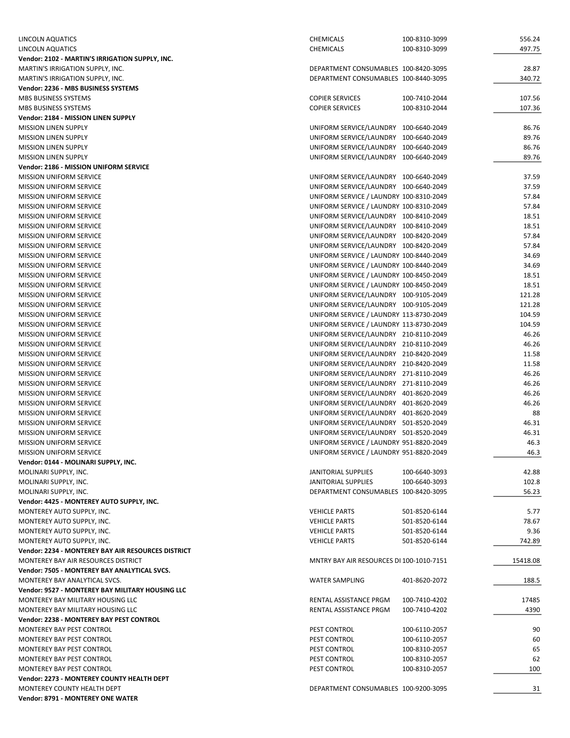| Vendor | Description | Account | Amount |
|---|---|---|---|
| LINCOLN AQUATICS | CHEMICALS | 100-8310-3099 | 556.24 |
| LINCOLN AQUATICS | CHEMICALS | 100-8310-3099 | 497.75 |
| **Vendor: 2102 - MARTIN'S IRRIGATION SUPPLY, INC.** | | | |
| MARTIN'S IRRIGATION SUPPLY, INC. | DEPARTMENT CONSUMABLES | 100-8420-3095 | 28.87 |
| MARTIN'S IRRIGATION SUPPLY, INC. | DEPARTMENT CONSUMABLES | 100-8440-3095 | 340.72 |
| **Vendor: 2236 - MBS BUSINESS SYSTEMS** | | | |
| MBS BUSINESS SYSTEMS | COPIER SERVICES | 100-7410-2044 | 107.56 |
| MBS BUSINESS SYSTEMS | COPIER SERVICES | 100-8310-2044 | 107.36 |
| **Vendor: 2184 - MISSION LINEN SUPPLY** | | | |
| MISSION LINEN SUPPLY | UNIFORM SERVICE/LAUNDRY | 100-6640-2049 | 86.76 |
| MISSION LINEN SUPPLY | UNIFORM SERVICE/LAUNDRY | 100-6640-2049 | 89.76 |
| MISSION LINEN SUPPLY | UNIFORM SERVICE/LAUNDRY | 100-6640-2049 | 86.76 |
| MISSION LINEN SUPPLY | UNIFORM SERVICE/LAUNDRY | 100-6640-2049 | 89.76 |
| **Vendor: 2186 - MISSION UNIFORM SERVICE** | | | |
| MISSION UNIFORM SERVICE | UNIFORM SERVICE/LAUNDRY | 100-6640-2049 | 37.59 |
| MISSION UNIFORM SERVICE | UNIFORM SERVICE/LAUNDRY | 100-6640-2049 | 37.59 |
| MISSION UNIFORM SERVICE | UNIFORM SERVICE / LAUNDRY | 100-8310-2049 | 57.84 |
| MISSION UNIFORM SERVICE | UNIFORM SERVICE / LAUNDRY | 100-8310-2049 | 57.84 |
| MISSION UNIFORM SERVICE | UNIFORM SERVICE/LAUNDRY | 100-8410-2049 | 18.51 |
| MISSION UNIFORM SERVICE | UNIFORM SERVICE/LAUNDRY | 100-8410-2049 | 18.51 |
| MISSION UNIFORM SERVICE | UNIFORM SERVICE/LAUNDRY | 100-8420-2049 | 57.84 |
| MISSION UNIFORM SERVICE | UNIFORM SERVICE/LAUNDRY | 100-8420-2049 | 57.84 |
| MISSION UNIFORM SERVICE | UNIFORM SERVICE / LAUNDRY | 100-8440-2049 | 34.69 |
| MISSION UNIFORM SERVICE | UNIFORM SERVICE / LAUNDRY | 100-8440-2049 | 34.69 |
| MISSION UNIFORM SERVICE | UNIFORM SERVICE / LAUNDRY | 100-8450-2049 | 18.51 |
| MISSION UNIFORM SERVICE | UNIFORM SERVICE / LAUNDRY | 100-8450-2049 | 18.51 |
| MISSION UNIFORM SERVICE | UNIFORM SERVICE/LAUNDRY | 100-9105-2049 | 121.28 |
| MISSION UNIFORM SERVICE | UNIFORM SERVICE/LAUNDRY | 100-9105-2049 | 121.28 |
| MISSION UNIFORM SERVICE | UNIFORM SERVICE / LAUNDRY | 113-8730-2049 | 104.59 |
| MISSION UNIFORM SERVICE | UNIFORM SERVICE / LAUNDRY | 113-8730-2049 | 104.59 |
| MISSION UNIFORM SERVICE | UNIFORM SERVICE/LAUNDRY | 210-8110-2049 | 46.26 |
| MISSION UNIFORM SERVICE | UNIFORM SERVICE/LAUNDRY | 210-8110-2049 | 46.26 |
| MISSION UNIFORM SERVICE | UNIFORM SERVICE/LAUNDRY | 210-8420-2049 | 11.58 |
| MISSION UNIFORM SERVICE | UNIFORM SERVICE/LAUNDRY | 210-8420-2049 | 11.58 |
| MISSION UNIFORM SERVICE | UNIFORM SERVICE/LAUNDRY | 271-8110-2049 | 46.26 |
| MISSION UNIFORM SERVICE | UNIFORM SERVICE/LAUNDRY | 271-8110-2049 | 46.26 |
| MISSION UNIFORM SERVICE | UNIFORM SERVICE/LAUNDRY | 401-8620-2049 | 46.26 |
| MISSION UNIFORM SERVICE | UNIFORM SERVICE/LAUNDRY | 401-8620-2049 | 46.26 |
| MISSION UNIFORM SERVICE | UNIFORM SERVICE/LAUNDRY | 401-8620-2049 | 88 |
| MISSION UNIFORM SERVICE | UNIFORM SERVICE/LAUNDRY | 501-8520-2049 | 46.31 |
| MISSION UNIFORM SERVICE | UNIFORM SERVICE/LAUNDRY | 501-8520-2049 | 46.31 |
| MISSION UNIFORM SERVICE | UNIFORM SERVICE / LAUNDRY | 951-8820-2049 | 46.3 |
| MISSION UNIFORM SERVICE | UNIFORM SERVICE / LAUNDRY | 951-8820-2049 | 46.3 |
| **Vendor: 0144 - MOLINARI SUPPLY, INC.** | | | |
| MOLINARI SUPPLY, INC. | JANITORIAL SUPPLIES | 100-6640-3093 | 42.88 |
| MOLINARI SUPPLY, INC. | JANITORIAL SUPPLIES | 100-6640-3093 | 102.8 |
| MOLINARI SUPPLY, INC. | DEPARTMENT CONSUMABLES | 100-8420-3095 | 56.23 |
| **Vendor: 4425 - MONTEREY AUTO SUPPLY, INC.** | | | |
| MONTEREY AUTO SUPPLY, INC. | VEHICLE PARTS | 501-8520-6144 | 5.77 |
| MONTEREY AUTO SUPPLY, INC. | VEHICLE PARTS | 501-8520-6144 | 78.67 |
| MONTEREY AUTO SUPPLY, INC. | VEHICLE PARTS | 501-8520-6144 | 9.36 |
| MONTEREY AUTO SUPPLY, INC. | VEHICLE PARTS | 501-8520-6144 | 742.89 |
| **Vendor: 2234 - MONTEREY BAY AIR RESOURCES DISTRICT** | | | |
| MONTEREY BAY AIR RESOURCES DISTRICT | MNTRY BAY AIR RESOURCES DI | 100-1010-7151 | 15418.08 |
| **Vendor: 7505 - MONTEREY BAY ANALYTICAL SVCS.** | | | |
| MONTEREY BAY ANALYTICAL SVCS. | WATER SAMPLING | 401-8620-2072 | 188.5 |
| **Vendor: 9527 - MONTEREY BAY MILITARY HOUSING LLC** | | | |
| MONTEREY BAY MILITARY HOUSING LLC | RENTAL ASSISTANCE PRGM | 100-7410-4202 | 17485 |
| MONTEREY BAY MILITARY HOUSING LLC | RENTAL ASSISTANCE PRGM | 100-7410-4202 | 4390 |
| **Vendor: 2238 - MONTEREY BAY PEST CONTROL** | | | |
| MONTEREY BAY PEST CONTROL | PEST CONTROL | 100-6110-2057 | 90 |
| MONTEREY BAY PEST CONTROL | PEST CONTROL | 100-6110-2057 | 60 |
| MONTEREY BAY PEST CONTROL | PEST CONTROL | 100-8310-2057 | 65 |
| MONTEREY BAY PEST CONTROL | PEST CONTROL | 100-8310-2057 | 62 |
| MONTEREY BAY PEST CONTROL | PEST CONTROL | 100-8310-2057 | 100 |
| **Vendor: 2273 - MONTEREY COUNTY HEALTH DEPT** | | | |
| MONTEREY COUNTY HEALTH DEPT | DEPARTMENT CONSUMABLES | 100-9200-3095 | 31 |
| **Vendor: 8791 - MONTEREY ONE WATER** | | | |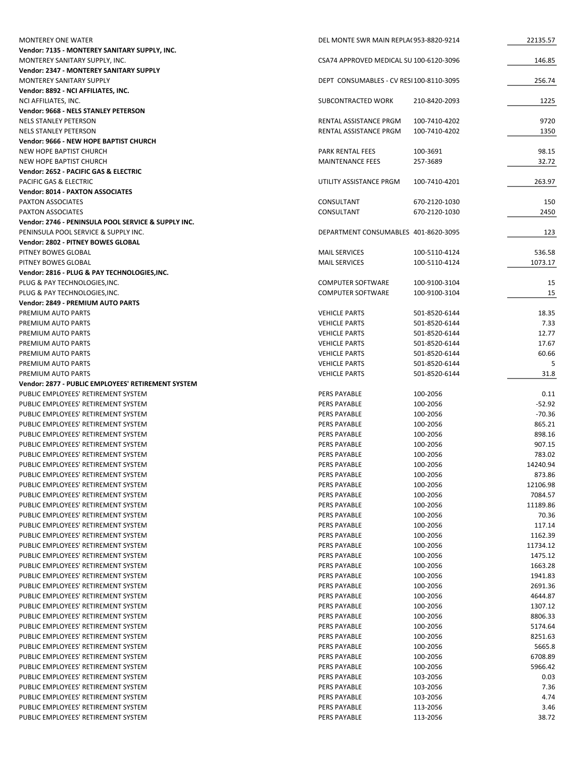| | | | |
|---|---|---|---|
| MONTEREY ONE WATER | DEL MONTE SWR MAIN REPLA( 953-8820-9214 | | 22135.57 |
| **Vendor: 7135 - MONTEREY SANITARY SUPPLY, INC.** | | | |
| MONTEREY SANITARY SUPPLY, INC. | CSA74 APPROVED MEDICAL SU 100-6120-3096 | | 146.85 |
| **Vendor: 2347 - MONTEREY SANITARY SUPPLY** | | | |
| MONTEREY SANITARY SUPPLY | DEPT CONSUMABLES - CV RESI 100-8110-3095 | | 256.74 |
| **Vendor: 8892 - NCI AFFILIATES, INC.** | | | |
| NCI AFFILIATES, INC. | SUBCONTRACTED WORK | 210-8420-2093 | 1225 |
| **Vendor: 9668 - NELS STANLEY PETERSON** | | | |
| NELS STANLEY PETERSON | RENTAL ASSISTANCE PRGM | 100-7410-4202 | 9720 |
| NELS STANLEY PETERSON | RENTAL ASSISTANCE PRGM | 100-7410-4202 | 1350 |
| **Vendor: 9666 - NEW HOPE BAPTIST CHURCH** | | | |
| NEW HOPE BAPTIST CHURCH | PARK RENTAL FEES | 100-3691 | 98.15 |
| NEW HOPE BAPTIST CHURCH | MAINTENANCE FEES | 257-3689 | 32.72 |
| **Vendor: 2652 - PACIFIC GAS & ELECTRIC** | | | |
| PACIFIC GAS & ELECTRIC | UTILITY ASSISTANCE PRGM | 100-7410-4201 | 263.97 |
| **Vendor: 8014 - PAXTON ASSOCIATES** | | | |
| PAXTON ASSOCIATES | CONSULTANT | 670-2120-1030 | 150 |
| PAXTON ASSOCIATES | CONSULTANT | 670-2120-1030 | 2450 |
| **Vendor: 2746 - PENINSULA POOL SERVICE & SUPPLY INC.** | | | |
| PENINSULA POOL SERVICE & SUPPLY INC. | DEPARTMENT CONSUMABLES 401-8620-3095 | | 123 |
| **Vendor: 2802 - PITNEY BOWES GLOBAL** | | | |
| PITNEY BOWES GLOBAL | MAIL SERVICES | 100-5110-4124 | 536.58 |
| PITNEY BOWES GLOBAL | MAIL SERVICES | 100-5110-4124 | 1073.17 |
| **Vendor: 2816 - PLUG & PAY TECHNOLOGIES,INC.** | | | |
| PLUG & PAY TECHNOLOGIES,INC. | COMPUTER SOFTWARE | 100-9100-3104 | 15 |
| PLUG & PAY TECHNOLOGIES,INC. | COMPUTER SOFTWARE | 100-9100-3104 | 15 |
| **Vendor: 2849 - PREMIUM AUTO PARTS** | | | |
| PREMIUM AUTO PARTS | VEHICLE PARTS | 501-8520-6144 | 18.35 |
| PREMIUM AUTO PARTS | VEHICLE PARTS | 501-8520-6144 | 7.33 |
| PREMIUM AUTO PARTS | VEHICLE PARTS | 501-8520-6144 | 12.77 |
| PREMIUM AUTO PARTS | VEHICLE PARTS | 501-8520-6144 | 17.67 |
| PREMIUM AUTO PARTS | VEHICLE PARTS | 501-8520-6144 | 60.66 |
| PREMIUM AUTO PARTS | VEHICLE PARTS | 501-8520-6144 | 5 |
| PREMIUM AUTO PARTS | VEHICLE PARTS | 501-8520-6144 | 31.8 |
| **Vendor: 2877 - PUBLIC EMPLOYEES' RETIREMENT SYSTEM** | | | |
| PUBLIC EMPLOYEES' RETIREMENT SYSTEM | PERS PAYABLE | 100-2056 | 0.11 |
| PUBLIC EMPLOYEES' RETIREMENT SYSTEM | PERS PAYABLE | 100-2056 | -52.92 |
| PUBLIC EMPLOYEES' RETIREMENT SYSTEM | PERS PAYABLE | 100-2056 | -70.36 |
| PUBLIC EMPLOYEES' RETIREMENT SYSTEM | PERS PAYABLE | 100-2056 | 865.21 |
| PUBLIC EMPLOYEES' RETIREMENT SYSTEM | PERS PAYABLE | 100-2056 | 898.16 |
| PUBLIC EMPLOYEES' RETIREMENT SYSTEM | PERS PAYABLE | 100-2056 | 907.15 |
| PUBLIC EMPLOYEES' RETIREMENT SYSTEM | PERS PAYABLE | 100-2056 | 783.02 |
| PUBLIC EMPLOYEES' RETIREMENT SYSTEM | PERS PAYABLE | 100-2056 | 14240.94 |
| PUBLIC EMPLOYEES' RETIREMENT SYSTEM | PERS PAYABLE | 100-2056 | 873.86 |
| PUBLIC EMPLOYEES' RETIREMENT SYSTEM | PERS PAYABLE | 100-2056 | 12106.98 |
| PUBLIC EMPLOYEES' RETIREMENT SYSTEM | PERS PAYABLE | 100-2056 | 7084.57 |
| PUBLIC EMPLOYEES' RETIREMENT SYSTEM | PERS PAYABLE | 100-2056 | 11189.86 |
| PUBLIC EMPLOYEES' RETIREMENT SYSTEM | PERS PAYABLE | 100-2056 | 70.36 |
| PUBLIC EMPLOYEES' RETIREMENT SYSTEM | PERS PAYABLE | 100-2056 | 117.14 |
| PUBLIC EMPLOYEES' RETIREMENT SYSTEM | PERS PAYABLE | 100-2056 | 1162.39 |
| PUBLIC EMPLOYEES' RETIREMENT SYSTEM | PERS PAYABLE | 100-2056 | 11734.12 |
| PUBLIC EMPLOYEES' RETIREMENT SYSTEM | PERS PAYABLE | 100-2056 | 1475.12 |
| PUBLIC EMPLOYEES' RETIREMENT SYSTEM | PERS PAYABLE | 100-2056 | 1663.28 |
| PUBLIC EMPLOYEES' RETIREMENT SYSTEM | PERS PAYABLE | 100-2056 | 1941.83 |
| PUBLIC EMPLOYEES' RETIREMENT SYSTEM | PERS PAYABLE | 100-2056 | 2691.36 |
| PUBLIC EMPLOYEES' RETIREMENT SYSTEM | PERS PAYABLE | 100-2056 | 4644.87 |
| PUBLIC EMPLOYEES' RETIREMENT SYSTEM | PERS PAYABLE | 100-2056 | 1307.12 |
| PUBLIC EMPLOYEES' RETIREMENT SYSTEM | PERS PAYABLE | 100-2056 | 8806.33 |
| PUBLIC EMPLOYEES' RETIREMENT SYSTEM | PERS PAYABLE | 100-2056 | 5174.64 |
| PUBLIC EMPLOYEES' RETIREMENT SYSTEM | PERS PAYABLE | 100-2056 | 8251.63 |
| PUBLIC EMPLOYEES' RETIREMENT SYSTEM | PERS PAYABLE | 100-2056 | 5665.8 |
| PUBLIC EMPLOYEES' RETIREMENT SYSTEM | PERS PAYABLE | 100-2056 | 6708.89 |
| PUBLIC EMPLOYEES' RETIREMENT SYSTEM | PERS PAYABLE | 100-2056 | 5966.42 |
| PUBLIC EMPLOYEES' RETIREMENT SYSTEM | PERS PAYABLE | 103-2056 | 0.03 |
| PUBLIC EMPLOYEES' RETIREMENT SYSTEM | PERS PAYABLE | 103-2056 | 7.36 |
| PUBLIC EMPLOYEES' RETIREMENT SYSTEM | PERS PAYABLE | 103-2056 | 4.74 |
| PUBLIC EMPLOYEES' RETIREMENT SYSTEM | PERS PAYABLE | 113-2056 | 3.46 |
| PUBLIC EMPLOYEES' RETIREMENT SYSTEM | PERS PAYABLE | 113-2056 | 38.72 |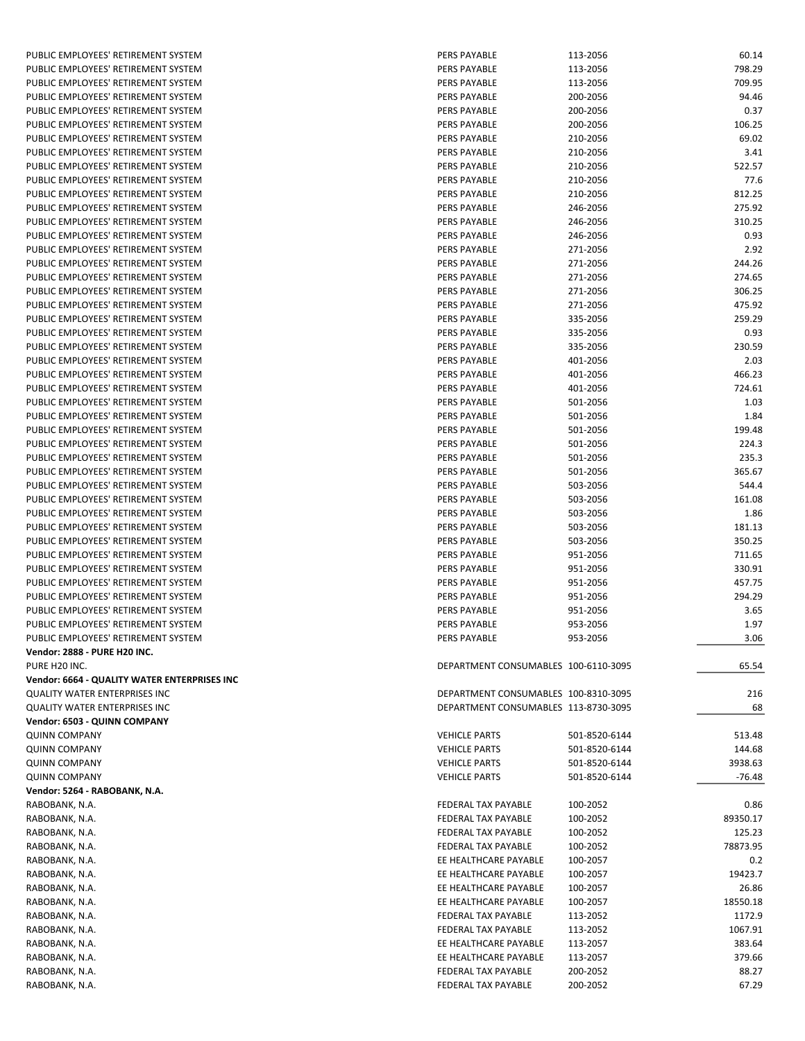| | | | |
|---|---|---|---|
| PUBLIC EMPLOYEES' RETIREMENT SYSTEM | PERS PAYABLE | 113-2056 | 60.14 |
| PUBLIC EMPLOYEES' RETIREMENT SYSTEM | PERS PAYABLE | 113-2056 | 798.29 |
| PUBLIC EMPLOYEES' RETIREMENT SYSTEM | PERS PAYABLE | 113-2056 | 709.95 |
| PUBLIC EMPLOYEES' RETIREMENT SYSTEM | PERS PAYABLE | 200-2056 | 94.46 |
| PUBLIC EMPLOYEES' RETIREMENT SYSTEM | PERS PAYABLE | 200-2056 | 0.37 |
| PUBLIC EMPLOYEES' RETIREMENT SYSTEM | PERS PAYABLE | 200-2056 | 106.25 |
| PUBLIC EMPLOYEES' RETIREMENT SYSTEM | PERS PAYABLE | 210-2056 | 69.02 |
| PUBLIC EMPLOYEES' RETIREMENT SYSTEM | PERS PAYABLE | 210-2056 | 3.41 |
| PUBLIC EMPLOYEES' RETIREMENT SYSTEM | PERS PAYABLE | 210-2056 | 522.57 |
| PUBLIC EMPLOYEES' RETIREMENT SYSTEM | PERS PAYABLE | 210-2056 | 77.6 |
| PUBLIC EMPLOYEES' RETIREMENT SYSTEM | PERS PAYABLE | 210-2056 | 812.25 |
| PUBLIC EMPLOYEES' RETIREMENT SYSTEM | PERS PAYABLE | 246-2056 | 275.92 |
| PUBLIC EMPLOYEES' RETIREMENT SYSTEM | PERS PAYABLE | 246-2056 | 310.25 |
| PUBLIC EMPLOYEES' RETIREMENT SYSTEM | PERS PAYABLE | 246-2056 | 0.93 |
| PUBLIC EMPLOYEES' RETIREMENT SYSTEM | PERS PAYABLE | 271-2056 | 2.92 |
| PUBLIC EMPLOYEES' RETIREMENT SYSTEM | PERS PAYABLE | 271-2056 | 244.26 |
| PUBLIC EMPLOYEES' RETIREMENT SYSTEM | PERS PAYABLE | 271-2056 | 274.65 |
| PUBLIC EMPLOYEES' RETIREMENT SYSTEM | PERS PAYABLE | 271-2056 | 306.25 |
| PUBLIC EMPLOYEES' RETIREMENT SYSTEM | PERS PAYABLE | 271-2056 | 475.92 |
| PUBLIC EMPLOYEES' RETIREMENT SYSTEM | PERS PAYABLE | 335-2056 | 259.29 |
| PUBLIC EMPLOYEES' RETIREMENT SYSTEM | PERS PAYABLE | 335-2056 | 0.93 |
| PUBLIC EMPLOYEES' RETIREMENT SYSTEM | PERS PAYABLE | 335-2056 | 230.59 |
| PUBLIC EMPLOYEES' RETIREMENT SYSTEM | PERS PAYABLE | 401-2056 | 2.03 |
| PUBLIC EMPLOYEES' RETIREMENT SYSTEM | PERS PAYABLE | 401-2056 | 466.23 |
| PUBLIC EMPLOYEES' RETIREMENT SYSTEM | PERS PAYABLE | 401-2056 | 724.61 |
| PUBLIC EMPLOYEES' RETIREMENT SYSTEM | PERS PAYABLE | 501-2056 | 1.03 |
| PUBLIC EMPLOYEES' RETIREMENT SYSTEM | PERS PAYABLE | 501-2056 | 1.84 |
| PUBLIC EMPLOYEES' RETIREMENT SYSTEM | PERS PAYABLE | 501-2056 | 199.48 |
| PUBLIC EMPLOYEES' RETIREMENT SYSTEM | PERS PAYABLE | 501-2056 | 224.3 |
| PUBLIC EMPLOYEES' RETIREMENT SYSTEM | PERS PAYABLE | 501-2056 | 235.3 |
| PUBLIC EMPLOYEES' RETIREMENT SYSTEM | PERS PAYABLE | 501-2056 | 365.67 |
| PUBLIC EMPLOYEES' RETIREMENT SYSTEM | PERS PAYABLE | 503-2056 | 544.4 |
| PUBLIC EMPLOYEES' RETIREMENT SYSTEM | PERS PAYABLE | 503-2056 | 161.08 |
| PUBLIC EMPLOYEES' RETIREMENT SYSTEM | PERS PAYABLE | 503-2056 | 1.86 |
| PUBLIC EMPLOYEES' RETIREMENT SYSTEM | PERS PAYABLE | 503-2056 | 181.13 |
| PUBLIC EMPLOYEES' RETIREMENT SYSTEM | PERS PAYABLE | 503-2056 | 350.25 |
| PUBLIC EMPLOYEES' RETIREMENT SYSTEM | PERS PAYABLE | 951-2056 | 711.65 |
| PUBLIC EMPLOYEES' RETIREMENT SYSTEM | PERS PAYABLE | 951-2056 | 330.91 |
| PUBLIC EMPLOYEES' RETIREMENT SYSTEM | PERS PAYABLE | 951-2056 | 457.75 |
| PUBLIC EMPLOYEES' RETIREMENT SYSTEM | PERS PAYABLE | 951-2056 | 294.29 |
| PUBLIC EMPLOYEES' RETIREMENT SYSTEM | PERS PAYABLE | 951-2056 | 3.65 |
| PUBLIC EMPLOYEES' RETIREMENT SYSTEM | PERS PAYABLE | 953-2056 | 1.97 |
| PUBLIC EMPLOYEES' RETIREMENT SYSTEM | PERS PAYABLE | 953-2056 | 3.06 |
| **Vendor: 2888 - PURE H20 INC.** | | | |
| PURE H20 INC. | DEPARTMENT CONSUMABLES | 100-6110-3095 | 65.54 |
| **Vendor: 6664 - QUALITY WATER ENTERPRISES INC** | | | |
| QUALITY WATER ENTERPRISES INC | DEPARTMENT CONSUMABLES | 100-8310-3095 | 216 |
| QUALITY WATER ENTERPRISES INC | DEPARTMENT CONSUMABLES | 113-8730-3095 | 68 |
| **Vendor: 6503 - QUINN COMPANY** | | | |
| QUINN COMPANY | VEHICLE PARTS | 501-8520-6144 | 513.48 |
| QUINN COMPANY | VEHICLE PARTS | 501-8520-6144 | 144.68 |
| QUINN COMPANY | VEHICLE PARTS | 501-8520-6144 | 3938.63 |
| QUINN COMPANY | VEHICLE PARTS | 501-8520-6144 | -76.48 |
| **Vendor: 5264 - RABOBANK, N.A.** | | | |
| RABOBANK, N.A. | FEDERAL TAX PAYABLE | 100-2052 | 0.86 |
| RABOBANK, N.A. | FEDERAL TAX PAYABLE | 100-2052 | 89350.17 |
| RABOBANK, N.A. | FEDERAL TAX PAYABLE | 100-2052 | 125.23 |
| RABOBANK, N.A. | FEDERAL TAX PAYABLE | 100-2052 | 78873.95 |
| RABOBANK, N.A. | EE HEALTHCARE PAYABLE | 100-2057 | 0.2 |
| RABOBANK, N.A. | EE HEALTHCARE PAYABLE | 100-2057 | 19423.7 |
| RABOBANK, N.A. | EE HEALTHCARE PAYABLE | 100-2057 | 26.86 |
| RABOBANK, N.A. | EE HEALTHCARE PAYABLE | 100-2057 | 18550.18 |
| RABOBANK, N.A. | FEDERAL TAX PAYABLE | 113-2052 | 1172.9 |
| RABOBANK, N.A. | FEDERAL TAX PAYABLE | 113-2052 | 1067.91 |
| RABOBANK, N.A. | EE HEALTHCARE PAYABLE | 113-2057 | 383.64 |
| RABOBANK, N.A. | EE HEALTHCARE PAYABLE | 113-2057 | 379.66 |
| RABOBANK, N.A. | FEDERAL TAX PAYABLE | 200-2052 | 88.27 |
| RABOBANK, N.A. | FEDERAL TAX PAYABLE | 200-2052 | 67.29 |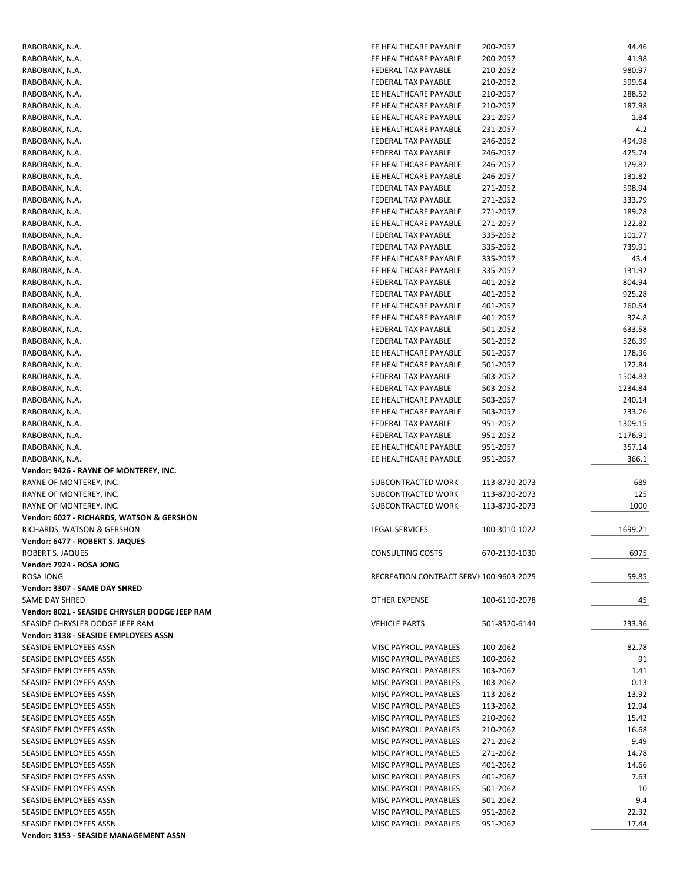| | | | |
|---|---|---|---|
| RABOBANK, N.A. | EE HEALTHCARE PAYABLE | 200-2057 | 44.46 |
| RABOBANK, N.A. | EE HEALTHCARE PAYABLE | 200-2057 | 41.98 |
| RABOBANK, N.A. | FEDERAL TAX PAYABLE | 210-2052 | 980.97 |
| RABOBANK, N.A. | FEDERAL TAX PAYABLE | 210-2052 | 599.64 |
| RABOBANK, N.A. | EE HEALTHCARE PAYABLE | 210-2057 | 288.52 |
| RABOBANK, N.A. | EE HEALTHCARE PAYABLE | 210-2057 | 187.98 |
| RABOBANK, N.A. | EE HEALTHCARE PAYABLE | 231-2057 | 1.84 |
| RABOBANK, N.A. | EE HEALTHCARE PAYABLE | 231-2057 | 4.2 |
| RABOBANK, N.A. | FEDERAL TAX PAYABLE | 246-2052 | 494.98 |
| RABOBANK, N.A. | FEDERAL TAX PAYABLE | 246-2052 | 425.74 |
| RABOBANK, N.A. | EE HEALTHCARE PAYABLE | 246-2057 | 129.82 |
| RABOBANK, N.A. | EE HEALTHCARE PAYABLE | 246-2057 | 131.82 |
| RABOBANK, N.A. | FEDERAL TAX PAYABLE | 271-2052 | 598.94 |
| RABOBANK, N.A. | FEDERAL TAX PAYABLE | 271-2052 | 333.79 |
| RABOBANK, N.A. | EE HEALTHCARE PAYABLE | 271-2057 | 189.28 |
| RABOBANK, N.A. | EE HEALTHCARE PAYABLE | 271-2057 | 122.82 |
| RABOBANK, N.A. | FEDERAL TAX PAYABLE | 335-2052 | 101.77 |
| RABOBANK, N.A. | FEDERAL TAX PAYABLE | 335-2052 | 739.91 |
| RABOBANK, N.A. | EE HEALTHCARE PAYABLE | 335-2057 | 43.4 |
| RABOBANK, N.A. | EE HEALTHCARE PAYABLE | 335-2057 | 131.92 |
| RABOBANK, N.A. | FEDERAL TAX PAYABLE | 401-2052 | 804.94 |
| RABOBANK, N.A. | FEDERAL TAX PAYABLE | 401-2052 | 925.28 |
| RABOBANK, N.A. | EE HEALTHCARE PAYABLE | 401-2057 | 260.54 |
| RABOBANK, N.A. | EE HEALTHCARE PAYABLE | 401-2057 | 324.8 |
| RABOBANK, N.A. | FEDERAL TAX PAYABLE | 501-2052 | 633.58 |
| RABOBANK, N.A. | FEDERAL TAX PAYABLE | 501-2052 | 526.39 |
| RABOBANK, N.A. | EE HEALTHCARE PAYABLE | 501-2057 | 178.36 |
| RABOBANK, N.A. | EE HEALTHCARE PAYABLE | 501-2057 | 172.84 |
| RABOBANK, N.A. | FEDERAL TAX PAYABLE | 503-2052 | 1504.83 |
| RABOBANK, N.A. | FEDERAL TAX PAYABLE | 503-2052 | 1234.84 |
| RABOBANK, N.A. | EE HEALTHCARE PAYABLE | 503-2057 | 240.14 |
| RABOBANK, N.A. | EE HEALTHCARE PAYABLE | 503-2057 | 233.26 |
| RABOBANK, N.A. | FEDERAL TAX PAYABLE | 951-2052 | 1309.15 |
| RABOBANK, N.A. | FEDERAL TAX PAYABLE | 951-2052 | 1176.91 |
| RABOBANK, N.A. | EE HEALTHCARE PAYABLE | 951-2057 | 357.14 |
| RABOBANK, N.A. | EE HEALTHCARE PAYABLE | 951-2057 | 366.1 |
| **Vendor: 9426 - RAYNE OF MONTEREY, INC.** | | | |
| RAYNE OF MONTEREY, INC. | SUBCONTRACTED WORK | 113-8730-2073 | 689 |
| RAYNE OF MONTEREY, INC. | SUBCONTRACTED WORK | 113-8730-2073 | 125 |
| RAYNE OF MONTEREY, INC. | SUBCONTRACTED WORK | 113-8730-2073 | 1000 |
| **Vendor: 6027 - RICHARDS, WATSON & GERSHON** | | | |
| RICHARDS, WATSON & GERSHON | LEGAL SERVICES | 100-3010-1022 | 1699.21 |
| **Vendor: 6477 - ROBERT S. JAQUES** | | | |
| ROBERT S. JAQUES | CONSULTING COSTS | 670-2130-1030 | 6975 |
| **Vendor: 7924 - ROSA JONG** | | | |
| ROSA JONG | RECREATION CONTRACT SERVI | 100-9603-2075 | 59.85 |
| **Vendor: 3307 - SAME DAY SHRED** | | | |
| SAME DAY SHRED | OTHER EXPENSE | 100-6110-2078 | 45 |
| **Vendor: 8021 - SEASIDE CHRYSLER DODGE JEEP RAM** | | | |
| SEASIDE CHRYSLER DODGE JEEP RAM | VEHICLE PARTS | 501-8520-6144 | 233.36 |
| **Vendor: 3138 - SEASIDE EMPLOYEES ASSN** | | | |
| SEASIDE EMPLOYEES ASSN | MISC PAYROLL PAYABLES | 100-2062 | 82.78 |
| SEASIDE EMPLOYEES ASSN | MISC PAYROLL PAYABLES | 100-2062 | 91 |
| SEASIDE EMPLOYEES ASSN | MISC PAYROLL PAYABLES | 103-2062 | 1.41 |
| SEASIDE EMPLOYEES ASSN | MISC PAYROLL PAYABLES | 103-2062 | 0.13 |
| SEASIDE EMPLOYEES ASSN | MISC PAYROLL PAYABLES | 113-2062 | 13.92 |
| SEASIDE EMPLOYEES ASSN | MISC PAYROLL PAYABLES | 113-2062 | 12.94 |
| SEASIDE EMPLOYEES ASSN | MISC PAYROLL PAYABLES | 210-2062 | 15.42 |
| SEASIDE EMPLOYEES ASSN | MISC PAYROLL PAYABLES | 210-2062 | 16.68 |
| SEASIDE EMPLOYEES ASSN | MISC PAYROLL PAYABLES | 271-2062 | 9.49 |
| SEASIDE EMPLOYEES ASSN | MISC PAYROLL PAYABLES | 271-2062 | 14.78 |
| SEASIDE EMPLOYEES ASSN | MISC PAYROLL PAYABLES | 401-2062 | 14.66 |
| SEASIDE EMPLOYEES ASSN | MISC PAYROLL PAYABLES | 401-2062 | 7.63 |
| SEASIDE EMPLOYEES ASSN | MISC PAYROLL PAYABLES | 501-2062 | 10 |
| SEASIDE EMPLOYEES ASSN | MISC PAYROLL PAYABLES | 501-2062 | 9.4 |
| SEASIDE EMPLOYEES ASSN | MISC PAYROLL PAYABLES | 951-2062 | 22.32 |
| SEASIDE EMPLOYEES ASSN | MISC PAYROLL PAYABLES | 951-2062 | 17.44 |
| **Vendor: 3153 - SEASIDE MANAGEMENT ASSN** | | | |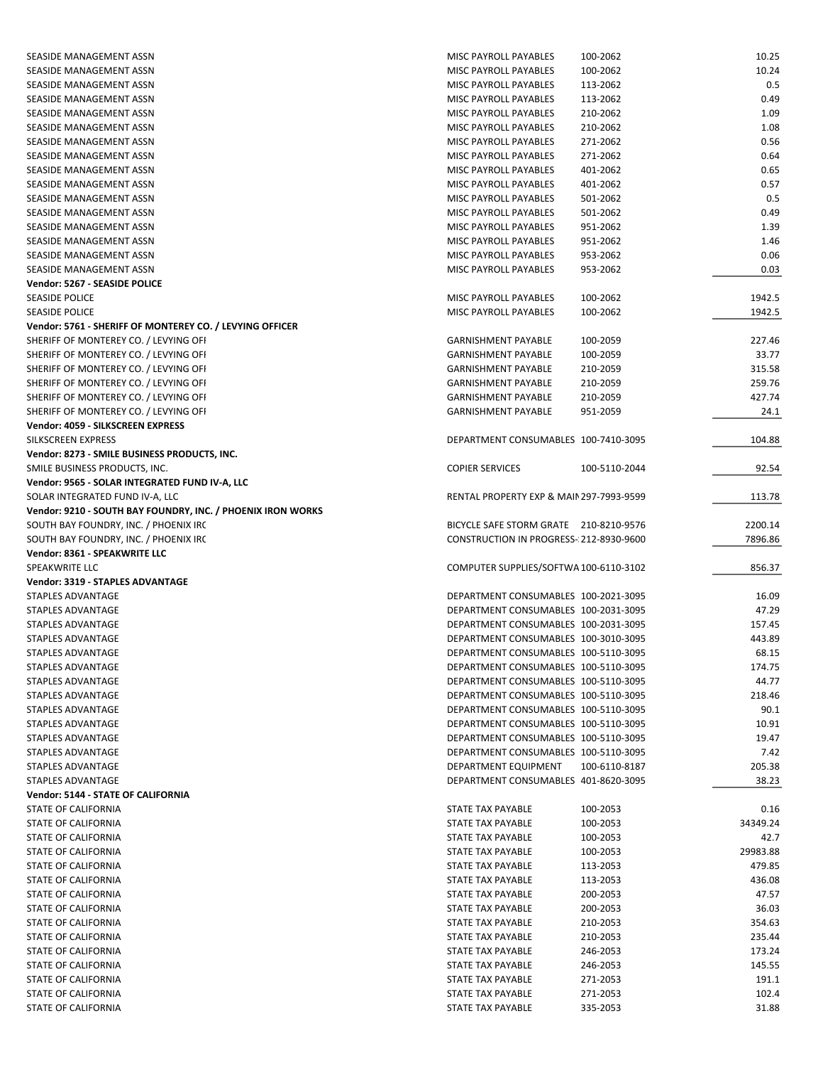| | | | |
|---|---|---|---|
| SEASIDE MANAGEMENT ASSN | MISC PAYROLL PAYABLES | 100-2062 | 10.25 |
| SEASIDE MANAGEMENT ASSN | MISC PAYROLL PAYABLES | 100-2062 | 10.24 |
| SEASIDE MANAGEMENT ASSN | MISC PAYROLL PAYABLES | 113-2062 | 0.5 |
| SEASIDE MANAGEMENT ASSN | MISC PAYROLL PAYABLES | 113-2062 | 0.49 |
| SEASIDE MANAGEMENT ASSN | MISC PAYROLL PAYABLES | 210-2062 | 1.09 |
| SEASIDE MANAGEMENT ASSN | MISC PAYROLL PAYABLES | 210-2062 | 1.08 |
| SEASIDE MANAGEMENT ASSN | MISC PAYROLL PAYABLES | 271-2062 | 0.56 |
| SEASIDE MANAGEMENT ASSN | MISC PAYROLL PAYABLES | 271-2062 | 0.64 |
| SEASIDE MANAGEMENT ASSN | MISC PAYROLL PAYABLES | 401-2062 | 0.65 |
| SEASIDE MANAGEMENT ASSN | MISC PAYROLL PAYABLES | 401-2062 | 0.57 |
| SEASIDE MANAGEMENT ASSN | MISC PAYROLL PAYABLES | 501-2062 | 0.5 |
| SEASIDE MANAGEMENT ASSN | MISC PAYROLL PAYABLES | 501-2062 | 0.49 |
| SEASIDE MANAGEMENT ASSN | MISC PAYROLL PAYABLES | 951-2062 | 1.39 |
| SEASIDE MANAGEMENT ASSN | MISC PAYROLL PAYABLES | 951-2062 | 1.46 |
| SEASIDE MANAGEMENT ASSN | MISC PAYROLL PAYABLES | 953-2062 | 0.06 |
| SEASIDE MANAGEMENT ASSN | MISC PAYROLL PAYABLES | 953-2062 | 0.03 |
| **Vendor: 5267 - SEASIDE POLICE** | | | |
| SEASIDE POLICE | MISC PAYROLL PAYABLES | 100-2062 | 1942.5 |
| SEASIDE POLICE | MISC PAYROLL PAYABLES | 100-2062 | 1942.5 |
| **Vendor: 5761 - SHERIFF OF MONTEREY CO. / LEVYING OFFICER** | | | |
| SHERIFF OF MONTEREY CO. / LEVYING OFI | GARNISHMENT PAYABLE | 100-2059 | 227.46 |
| SHERIFF OF MONTEREY CO. / LEVYING OFI | GARNISHMENT PAYABLE | 100-2059 | 33.77 |
| SHERIFF OF MONTEREY CO. / LEVYING OFI | GARNISHMENT PAYABLE | 210-2059 | 315.58 |
| SHERIFF OF MONTEREY CO. / LEVYING OFI | GARNISHMENT PAYABLE | 210-2059 | 259.76 |
| SHERIFF OF MONTEREY CO. / LEVYING OFI | GARNISHMENT PAYABLE | 210-2059 | 427.74 |
| SHERIFF OF MONTEREY CO. / LEVYING OFI | GARNISHMENT PAYABLE | 951-2059 | 24.1 |
| **Vendor: 4059 - SILKSCREEN EXPRESS** | | | |
| SILKSCREEN EXPRESS | DEPARTMENT CONSUMABLES | 100-7410-3095 | 104.88 |
| **Vendor: 8273 - SMILE BUSINESS PRODUCTS, INC.** | | | |
| SMILE BUSINESS PRODUCTS, INC. | COPIER SERVICES | 100-5110-2044 | 92.54 |
| **Vendor: 9565 - SOLAR INTEGRATED FUND IV-A, LLC** | | | |
| SOLAR INTEGRATED FUND IV-A, LLC | RENTAL PROPERTY EXP & MAIN | 297-7993-9599 | 113.78 |
| **Vendor: 9210 - SOUTH BAY FOUNDRY, INC. / PHOENIX IRON WORKS** | | | |
| SOUTH BAY FOUNDRY, INC. / PHOENIX IRC | BICYCLE SAFE STORM GRATE | 210-8210-9576 | 2200.14 |
| SOUTH BAY FOUNDRY, INC. / PHOENIX IRC | CONSTRUCTION IN PROGRESS- | 212-8930-9600 | 7896.86 |
| **Vendor: 8361 - SPEAKWRITE LLC** | | | |
| SPEAKWRITE LLC | COMPUTER SUPPLIES/SOFTWA | 100-6110-3102 | 856.37 |
| **Vendor: 3319 - STAPLES ADVANTAGE** | | | |
| STAPLES ADVANTAGE | DEPARTMENT CONSUMABLES | 100-2021-3095 | 16.09 |
| STAPLES ADVANTAGE | DEPARTMENT CONSUMABLES | 100-2031-3095 | 47.29 |
| STAPLES ADVANTAGE | DEPARTMENT CONSUMABLES | 100-2031-3095 | 157.45 |
| STAPLES ADVANTAGE | DEPARTMENT CONSUMABLES | 100-3010-3095 | 443.89 |
| STAPLES ADVANTAGE | DEPARTMENT CONSUMABLES | 100-5110-3095 | 68.15 |
| STAPLES ADVANTAGE | DEPARTMENT CONSUMABLES | 100-5110-3095 | 174.75 |
| STAPLES ADVANTAGE | DEPARTMENT CONSUMABLES | 100-5110-3095 | 44.77 |
| STAPLES ADVANTAGE | DEPARTMENT CONSUMABLES | 100-5110-3095 | 218.46 |
| STAPLES ADVANTAGE | DEPARTMENT CONSUMABLES | 100-5110-3095 | 90.1 |
| STAPLES ADVANTAGE | DEPARTMENT CONSUMABLES | 100-5110-3095 | 10.91 |
| STAPLES ADVANTAGE | DEPARTMENT CONSUMABLES | 100-5110-3095 | 19.47 |
| STAPLES ADVANTAGE | DEPARTMENT CONSUMABLES | 100-5110-3095 | 7.42 |
| STAPLES ADVANTAGE | DEPARTMENT EQUIPMENT | 100-6110-8187 | 205.38 |
| STAPLES ADVANTAGE | DEPARTMENT CONSUMABLES | 401-8620-3095 | 38.23 |
| **Vendor: 5144 - STATE OF CALIFORNIA** | | | |
| STATE OF CALIFORNIA | STATE TAX PAYABLE | 100-2053 | 0.16 |
| STATE OF CALIFORNIA | STATE TAX PAYABLE | 100-2053 | 34349.24 |
| STATE OF CALIFORNIA | STATE TAX PAYABLE | 100-2053 | 42.7 |
| STATE OF CALIFORNIA | STATE TAX PAYABLE | 100-2053 | 29983.88 |
| STATE OF CALIFORNIA | STATE TAX PAYABLE | 113-2053 | 479.85 |
| STATE OF CALIFORNIA | STATE TAX PAYABLE | 113-2053 | 436.08 |
| STATE OF CALIFORNIA | STATE TAX PAYABLE | 200-2053 | 47.57 |
| STATE OF CALIFORNIA | STATE TAX PAYABLE | 200-2053 | 36.03 |
| STATE OF CALIFORNIA | STATE TAX PAYABLE | 210-2053 | 354.63 |
| STATE OF CALIFORNIA | STATE TAX PAYABLE | 210-2053 | 235.44 |
| STATE OF CALIFORNIA | STATE TAX PAYABLE | 246-2053 | 173.24 |
| STATE OF CALIFORNIA | STATE TAX PAYABLE | 246-2053 | 145.55 |
| STATE OF CALIFORNIA | STATE TAX PAYABLE | 271-2053 | 191.1 |
| STATE OF CALIFORNIA | STATE TAX PAYABLE | 271-2053 | 102.4 |
| STATE OF CALIFORNIA | STATE TAX PAYABLE | 335-2053 | 31.88 |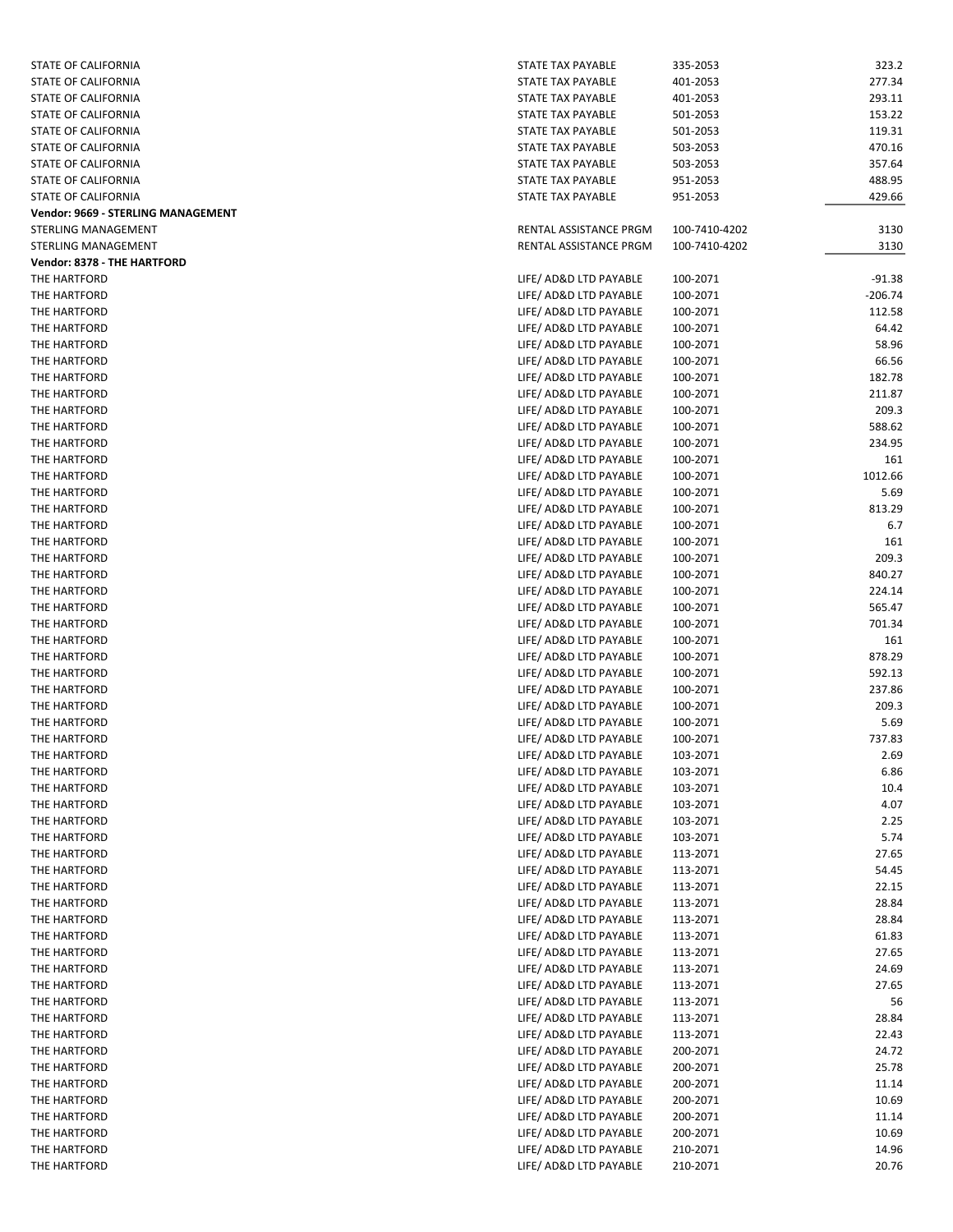| | | | |
|---|---|---|---|
| STATE OF CALIFORNIA | STATE TAX PAYABLE | 335-2053 | 323.2 |
| STATE OF CALIFORNIA | STATE TAX PAYABLE | 401-2053 | 277.34 |
| STATE OF CALIFORNIA | STATE TAX PAYABLE | 401-2053 | 293.11 |
| STATE OF CALIFORNIA | STATE TAX PAYABLE | 501-2053 | 153.22 |
| STATE OF CALIFORNIA | STATE TAX PAYABLE | 501-2053 | 119.31 |
| STATE OF CALIFORNIA | STATE TAX PAYABLE | 503-2053 | 470.16 |
| STATE OF CALIFORNIA | STATE TAX PAYABLE | 503-2053 | 357.64 |
| STATE OF CALIFORNIA | STATE TAX PAYABLE | 951-2053 | 488.95 |
| STATE OF CALIFORNIA | STATE TAX PAYABLE | 951-2053 | 429.66 |
| **Vendor: 9669 - STERLING MANAGEMENT** | | | |
| STERLING MANAGEMENT | RENTAL ASSISTANCE PRGM | 100-7410-4202 | 3130 |
| STERLING MANAGEMENT | RENTAL ASSISTANCE PRGM | 100-7410-4202 | 3130 |
| **Vendor: 8378 - THE HARTFORD** | | | |
| THE HARTFORD | LIFE/ AD&D LTD PAYABLE | 100-2071 | -91.38 |
| THE HARTFORD | LIFE/ AD&D LTD PAYABLE | 100-2071 | -206.74 |
| THE HARTFORD | LIFE/ AD&D LTD PAYABLE | 100-2071 | 112.58 |
| THE HARTFORD | LIFE/ AD&D LTD PAYABLE | 100-2071 | 64.42 |
| THE HARTFORD | LIFE/ AD&D LTD PAYABLE | 100-2071 | 58.96 |
| THE HARTFORD | LIFE/ AD&D LTD PAYABLE | 100-2071 | 66.56 |
| THE HARTFORD | LIFE/ AD&D LTD PAYABLE | 100-2071 | 182.78 |
| THE HARTFORD | LIFE/ AD&D LTD PAYABLE | 100-2071 | 211.87 |
| THE HARTFORD | LIFE/ AD&D LTD PAYABLE | 100-2071 | 209.3 |
| THE HARTFORD | LIFE/ AD&D LTD PAYABLE | 100-2071 | 588.62 |
| THE HARTFORD | LIFE/ AD&D LTD PAYABLE | 100-2071 | 234.95 |
| THE HARTFORD | LIFE/ AD&D LTD PAYABLE | 100-2071 | 161 |
| THE HARTFORD | LIFE/ AD&D LTD PAYABLE | 100-2071 | 1012.66 |
| THE HARTFORD | LIFE/ AD&D LTD PAYABLE | 100-2071 | 5.69 |
| THE HARTFORD | LIFE/ AD&D LTD PAYABLE | 100-2071 | 813.29 |
| THE HARTFORD | LIFE/ AD&D LTD PAYABLE | 100-2071 | 6.7 |
| THE HARTFORD | LIFE/ AD&D LTD PAYABLE | 100-2071 | 161 |
| THE HARTFORD | LIFE/ AD&D LTD PAYABLE | 100-2071 | 209.3 |
| THE HARTFORD | LIFE/ AD&D LTD PAYABLE | 100-2071 | 840.27 |
| THE HARTFORD | LIFE/ AD&D LTD PAYABLE | 100-2071 | 224.14 |
| THE HARTFORD | LIFE/ AD&D LTD PAYABLE | 100-2071 | 565.47 |
| THE HARTFORD | LIFE/ AD&D LTD PAYABLE | 100-2071 | 701.34 |
| THE HARTFORD | LIFE/ AD&D LTD PAYABLE | 100-2071 | 161 |
| THE HARTFORD | LIFE/ AD&D LTD PAYABLE | 100-2071 | 878.29 |
| THE HARTFORD | LIFE/ AD&D LTD PAYABLE | 100-2071 | 592.13 |
| THE HARTFORD | LIFE/ AD&D LTD PAYABLE | 100-2071 | 237.86 |
| THE HARTFORD | LIFE/ AD&D LTD PAYABLE | 100-2071 | 209.3 |
| THE HARTFORD | LIFE/ AD&D LTD PAYABLE | 100-2071 | 5.69 |
| THE HARTFORD | LIFE/ AD&D LTD PAYABLE | 100-2071 | 737.83 |
| THE HARTFORD | LIFE/ AD&D LTD PAYABLE | 103-2071 | 2.69 |
| THE HARTFORD | LIFE/ AD&D LTD PAYABLE | 103-2071 | 6.86 |
| THE HARTFORD | LIFE/ AD&D LTD PAYABLE | 103-2071 | 10.4 |
| THE HARTFORD | LIFE/ AD&D LTD PAYABLE | 103-2071 | 4.07 |
| THE HARTFORD | LIFE/ AD&D LTD PAYABLE | 103-2071 | 2.25 |
| THE HARTFORD | LIFE/ AD&D LTD PAYABLE | 103-2071 | 5.74 |
| THE HARTFORD | LIFE/ AD&D LTD PAYABLE | 113-2071 | 27.65 |
| THE HARTFORD | LIFE/ AD&D LTD PAYABLE | 113-2071 | 54.45 |
| THE HARTFORD | LIFE/ AD&D LTD PAYABLE | 113-2071 | 22.15 |
| THE HARTFORD | LIFE/ AD&D LTD PAYABLE | 113-2071 | 28.84 |
| THE HARTFORD | LIFE/ AD&D LTD PAYABLE | 113-2071 | 28.84 |
| THE HARTFORD | LIFE/ AD&D LTD PAYABLE | 113-2071 | 61.83 |
| THE HARTFORD | LIFE/ AD&D LTD PAYABLE | 113-2071 | 27.65 |
| THE HARTFORD | LIFE/ AD&D LTD PAYABLE | 113-2071 | 24.69 |
| THE HARTFORD | LIFE/ AD&D LTD PAYABLE | 113-2071 | 27.65 |
| THE HARTFORD | LIFE/ AD&D LTD PAYABLE | 113-2071 | 56 |
| THE HARTFORD | LIFE/ AD&D LTD PAYABLE | 113-2071 | 28.84 |
| THE HARTFORD | LIFE/ AD&D LTD PAYABLE | 113-2071 | 22.43 |
| THE HARTFORD | LIFE/ AD&D LTD PAYABLE | 200-2071 | 24.72 |
| THE HARTFORD | LIFE/ AD&D LTD PAYABLE | 200-2071 | 25.78 |
| THE HARTFORD | LIFE/ AD&D LTD PAYABLE | 200-2071 | 11.14 |
| THE HARTFORD | LIFE/ AD&D LTD PAYABLE | 200-2071 | 10.69 |
| THE HARTFORD | LIFE/ AD&D LTD PAYABLE | 200-2071 | 11.14 |
| THE HARTFORD | LIFE/ AD&D LTD PAYABLE | 200-2071 | 10.69 |
| THE HARTFORD | LIFE/ AD&D LTD PAYABLE | 210-2071 | 14.96 |
| THE HARTFORD | LIFE/ AD&D LTD PAYABLE | 210-2071 | 20.76 |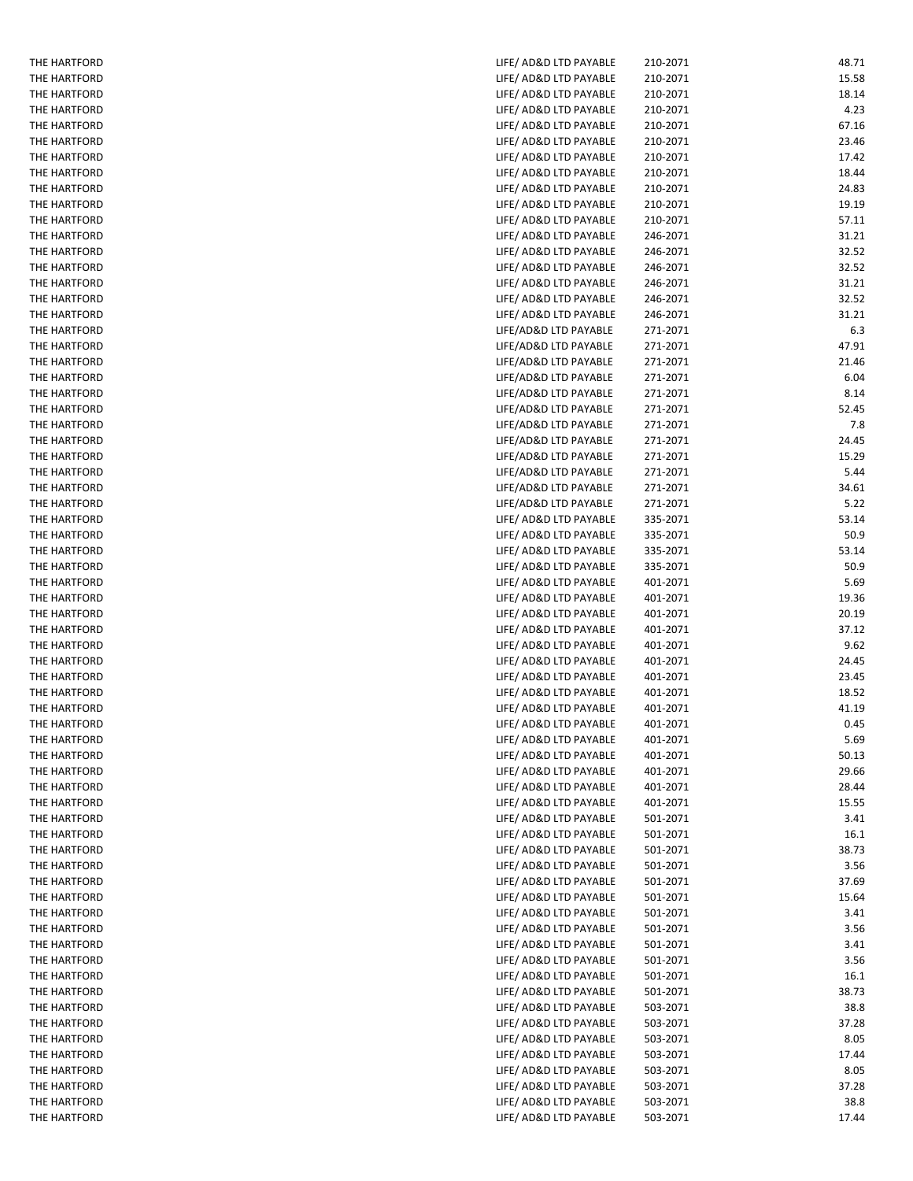| | | | |
|---|---|---|---|
| THE HARTFORD | LIFE/ AD&D LTD PAYABLE | 210-2071 | 48.71 |
| THE HARTFORD | LIFE/ AD&D LTD PAYABLE | 210-2071 | 15.58 |
| THE HARTFORD | LIFE/ AD&D LTD PAYABLE | 210-2071 | 18.14 |
| THE HARTFORD | LIFE/ AD&D LTD PAYABLE | 210-2071 | 4.23 |
| THE HARTFORD | LIFE/ AD&D LTD PAYABLE | 210-2071 | 67.16 |
| THE HARTFORD | LIFE/ AD&D LTD PAYABLE | 210-2071 | 23.46 |
| THE HARTFORD | LIFE/ AD&D LTD PAYABLE | 210-2071 | 17.42 |
| THE HARTFORD | LIFE/ AD&D LTD PAYABLE | 210-2071 | 18.44 |
| THE HARTFORD | LIFE/ AD&D LTD PAYABLE | 210-2071 | 24.83 |
| THE HARTFORD | LIFE/ AD&D LTD PAYABLE | 210-2071 | 19.19 |
| THE HARTFORD | LIFE/ AD&D LTD PAYABLE | 210-2071 | 57.11 |
| THE HARTFORD | LIFE/ AD&D LTD PAYABLE | 246-2071 | 31.21 |
| THE HARTFORD | LIFE/ AD&D LTD PAYABLE | 246-2071 | 32.52 |
| THE HARTFORD | LIFE/ AD&D LTD PAYABLE | 246-2071 | 32.52 |
| THE HARTFORD | LIFE/ AD&D LTD PAYABLE | 246-2071 | 31.21 |
| THE HARTFORD | LIFE/ AD&D LTD PAYABLE | 246-2071 | 32.52 |
| THE HARTFORD | LIFE/ AD&D LTD PAYABLE | 246-2071 | 31.21 |
| THE HARTFORD | LIFE/AD&D LTD PAYABLE | 271-2071 | 6.3 |
| THE HARTFORD | LIFE/AD&D LTD PAYABLE | 271-2071 | 47.91 |
| THE HARTFORD | LIFE/AD&D LTD PAYABLE | 271-2071 | 21.46 |
| THE HARTFORD | LIFE/AD&D LTD PAYABLE | 271-2071 | 6.04 |
| THE HARTFORD | LIFE/AD&D LTD PAYABLE | 271-2071 | 8.14 |
| THE HARTFORD | LIFE/AD&D LTD PAYABLE | 271-2071 | 52.45 |
| THE HARTFORD | LIFE/AD&D LTD PAYABLE | 271-2071 | 7.8 |
| THE HARTFORD | LIFE/AD&D LTD PAYABLE | 271-2071 | 24.45 |
| THE HARTFORD | LIFE/AD&D LTD PAYABLE | 271-2071 | 15.29 |
| THE HARTFORD | LIFE/AD&D LTD PAYABLE | 271-2071 | 5.44 |
| THE HARTFORD | LIFE/AD&D LTD PAYABLE | 271-2071 | 34.61 |
| THE HARTFORD | LIFE/AD&D LTD PAYABLE | 271-2071 | 5.22 |
| THE HARTFORD | LIFE/ AD&D LTD PAYABLE | 335-2071 | 53.14 |
| THE HARTFORD | LIFE/ AD&D LTD PAYABLE | 335-2071 | 50.9 |
| THE HARTFORD | LIFE/ AD&D LTD PAYABLE | 335-2071 | 53.14 |
| THE HARTFORD | LIFE/ AD&D LTD PAYABLE | 335-2071 | 50.9 |
| THE HARTFORD | LIFE/ AD&D LTD PAYABLE | 401-2071 | 5.69 |
| THE HARTFORD | LIFE/ AD&D LTD PAYABLE | 401-2071 | 19.36 |
| THE HARTFORD | LIFE/ AD&D LTD PAYABLE | 401-2071 | 20.19 |
| THE HARTFORD | LIFE/ AD&D LTD PAYABLE | 401-2071 | 37.12 |
| THE HARTFORD | LIFE/ AD&D LTD PAYABLE | 401-2071 | 9.62 |
| THE HARTFORD | LIFE/ AD&D LTD PAYABLE | 401-2071 | 24.45 |
| THE HARTFORD | LIFE/ AD&D LTD PAYABLE | 401-2071 | 23.45 |
| THE HARTFORD | LIFE/ AD&D LTD PAYABLE | 401-2071 | 18.52 |
| THE HARTFORD | LIFE/ AD&D LTD PAYABLE | 401-2071 | 41.19 |
| THE HARTFORD | LIFE/ AD&D LTD PAYABLE | 401-2071 | 0.45 |
| THE HARTFORD | LIFE/ AD&D LTD PAYABLE | 401-2071 | 5.69 |
| THE HARTFORD | LIFE/ AD&D LTD PAYABLE | 401-2071 | 50.13 |
| THE HARTFORD | LIFE/ AD&D LTD PAYABLE | 401-2071 | 29.66 |
| THE HARTFORD | LIFE/ AD&D LTD PAYABLE | 401-2071 | 28.44 |
| THE HARTFORD | LIFE/ AD&D LTD PAYABLE | 401-2071 | 15.55 |
| THE HARTFORD | LIFE/ AD&D LTD PAYABLE | 501-2071 | 3.41 |
| THE HARTFORD | LIFE/ AD&D LTD PAYABLE | 501-2071 | 16.1 |
| THE HARTFORD | LIFE/ AD&D LTD PAYABLE | 501-2071 | 38.73 |
| THE HARTFORD | LIFE/ AD&D LTD PAYABLE | 501-2071 | 3.56 |
| THE HARTFORD | LIFE/ AD&D LTD PAYABLE | 501-2071 | 37.69 |
| THE HARTFORD | LIFE/ AD&D LTD PAYABLE | 501-2071 | 15.64 |
| THE HARTFORD | LIFE/ AD&D LTD PAYABLE | 501-2071 | 3.41 |
| THE HARTFORD | LIFE/ AD&D LTD PAYABLE | 501-2071 | 3.56 |
| THE HARTFORD | LIFE/ AD&D LTD PAYABLE | 501-2071 | 3.41 |
| THE HARTFORD | LIFE/ AD&D LTD PAYABLE | 501-2071 | 3.56 |
| THE HARTFORD | LIFE/ AD&D LTD PAYABLE | 501-2071 | 16.1 |
| THE HARTFORD | LIFE/ AD&D LTD PAYABLE | 501-2071 | 38.73 |
| THE HARTFORD | LIFE/ AD&D LTD PAYABLE | 503-2071 | 38.8 |
| THE HARTFORD | LIFE/ AD&D LTD PAYABLE | 503-2071 | 37.28 |
| THE HARTFORD | LIFE/ AD&D LTD PAYABLE | 503-2071 | 8.05 |
| THE HARTFORD | LIFE/ AD&D LTD PAYABLE | 503-2071 | 17.44 |
| THE HARTFORD | LIFE/ AD&D LTD PAYABLE | 503-2071 | 8.05 |
| THE HARTFORD | LIFE/ AD&D LTD PAYABLE | 503-2071 | 37.28 |
| THE HARTFORD | LIFE/ AD&D LTD PAYABLE | 503-2071 | 38.8 |
| THE HARTFORD | LIFE/ AD&D LTD PAYABLE | 503-2071 | 17.44 |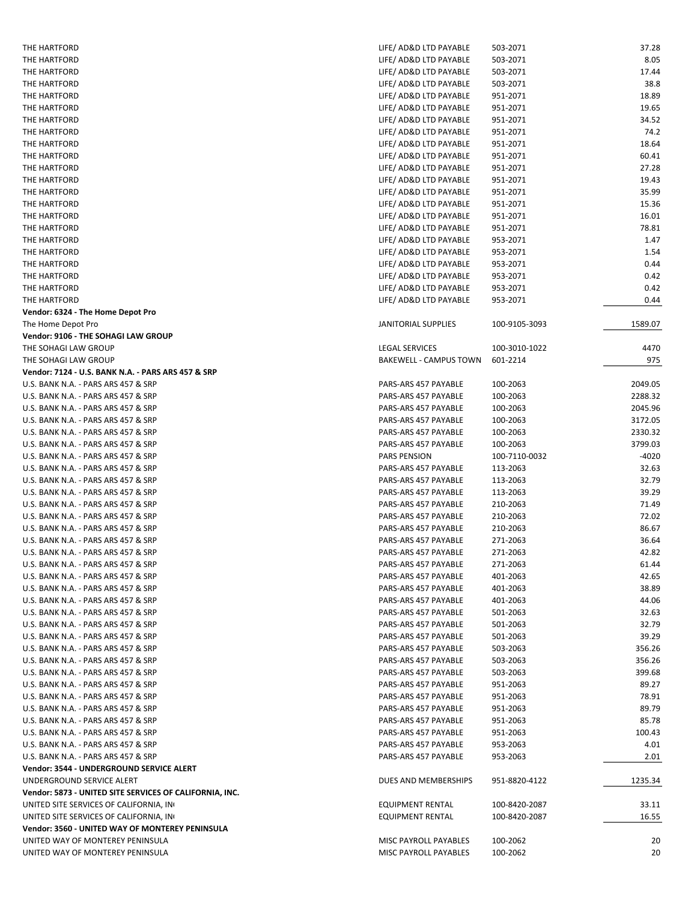| | | | |
|---|---|---|---|
| THE HARTFORD | LIFE/ AD&D LTD PAYABLE | 503-2071 | 37.28 |
| THE HARTFORD | LIFE/ AD&D LTD PAYABLE | 503-2071 | 8.05 |
| THE HARTFORD | LIFE/ AD&D LTD PAYABLE | 503-2071 | 17.44 |
| THE HARTFORD | LIFE/ AD&D LTD PAYABLE | 503-2071 | 38.8 |
| THE HARTFORD | LIFE/ AD&D LTD PAYABLE | 951-2071 | 18.89 |
| THE HARTFORD | LIFE/ AD&D LTD PAYABLE | 951-2071 | 19.65 |
| THE HARTFORD | LIFE/ AD&D LTD PAYABLE | 951-2071 | 34.52 |
| THE HARTFORD | LIFE/ AD&D LTD PAYABLE | 951-2071 | 74.2 |
| THE HARTFORD | LIFE/ AD&D LTD PAYABLE | 951-2071 | 18.64 |
| THE HARTFORD | LIFE/ AD&D LTD PAYABLE | 951-2071 | 60.41 |
| THE HARTFORD | LIFE/ AD&D LTD PAYABLE | 951-2071 | 27.28 |
| THE HARTFORD | LIFE/ AD&D LTD PAYABLE | 951-2071 | 19.43 |
| THE HARTFORD | LIFE/ AD&D LTD PAYABLE | 951-2071 | 35.99 |
| THE HARTFORD | LIFE/ AD&D LTD PAYABLE | 951-2071 | 15.36 |
| THE HARTFORD | LIFE/ AD&D LTD PAYABLE | 951-2071 | 16.01 |
| THE HARTFORD | LIFE/ AD&D LTD PAYABLE | 951-2071 | 78.81 |
| THE HARTFORD | LIFE/ AD&D LTD PAYABLE | 953-2071 | 1.47 |
| THE HARTFORD | LIFE/ AD&D LTD PAYABLE | 953-2071 | 1.54 |
| THE HARTFORD | LIFE/ AD&D LTD PAYABLE | 953-2071 | 0.44 |
| THE HARTFORD | LIFE/ AD&D LTD PAYABLE | 953-2071 | 0.42 |
| THE HARTFORD | LIFE/ AD&D LTD PAYABLE | 953-2071 | 0.42 |
| THE HARTFORD | LIFE/ AD&D LTD PAYABLE | 953-2071 | 0.44 |
| **Vendor: 6324 - The Home Depot Pro** | | | |
| The Home Depot Pro | JANITORIAL SUPPLIES | 100-9105-3093 | 1589.07 |
| **Vendor: 9106 - THE SOHAGI LAW GROUP** | | | |
| THE SOHAGI LAW GROUP | LEGAL SERVICES | 100-3010-1022 | 4470 |
| THE SOHAGI LAW GROUP | BAKEWELL - CAMPUS TOWN | 601-2214 | 975 |
| **Vendor: 7124 - U.S. BANK N.A. - PARS ARS 457 & SRP** | | | |
| U.S. BANK N.A. - PARS ARS 457 & SRP | PARS-ARS 457 PAYABLE | 100-2063 | 2049.05 |
| U.S. BANK N.A. - PARS ARS 457 & SRP | PARS-ARS 457 PAYABLE | 100-2063 | 2288.32 |
| U.S. BANK N.A. - PARS ARS 457 & SRP | PARS-ARS 457 PAYABLE | 100-2063 | 2045.96 |
| U.S. BANK N.A. - PARS ARS 457 & SRP | PARS-ARS 457 PAYABLE | 100-2063 | 3172.05 |
| U.S. BANK N.A. - PARS ARS 457 & SRP | PARS-ARS 457 PAYABLE | 100-2063 | 2330.32 |
| U.S. BANK N.A. - PARS ARS 457 & SRP | PARS-ARS 457 PAYABLE | 100-2063 | 3799.03 |
| U.S. BANK N.A. - PARS ARS 457 & SRP | PARS PENSION | 100-7110-0032 | -4020 |
| U.S. BANK N.A. - PARS ARS 457 & SRP | PARS-ARS 457 PAYABLE | 113-2063 | 32.63 |
| U.S. BANK N.A. - PARS ARS 457 & SRP | PARS-ARS 457 PAYABLE | 113-2063 | 32.79 |
| U.S. BANK N.A. - PARS ARS 457 & SRP | PARS-ARS 457 PAYABLE | 113-2063 | 39.29 |
| U.S. BANK N.A. - PARS ARS 457 & SRP | PARS-ARS 457 PAYABLE | 210-2063 | 71.49 |
| U.S. BANK N.A. - PARS ARS 457 & SRP | PARS-ARS 457 PAYABLE | 210-2063 | 72.02 |
| U.S. BANK N.A. - PARS ARS 457 & SRP | PARS-ARS 457 PAYABLE | 210-2063 | 86.67 |
| U.S. BANK N.A. - PARS ARS 457 & SRP | PARS-ARS 457 PAYABLE | 271-2063 | 36.64 |
| U.S. BANK N.A. - PARS ARS 457 & SRP | PARS-ARS 457 PAYABLE | 271-2063 | 42.82 |
| U.S. BANK N.A. - PARS ARS 457 & SRP | PARS-ARS 457 PAYABLE | 271-2063 | 61.44 |
| U.S. BANK N.A. - PARS ARS 457 & SRP | PARS-ARS 457 PAYABLE | 401-2063 | 42.65 |
| U.S. BANK N.A. - PARS ARS 457 & SRP | PARS-ARS 457 PAYABLE | 401-2063 | 38.89 |
| U.S. BANK N.A. - PARS ARS 457 & SRP | PARS-ARS 457 PAYABLE | 401-2063 | 44.06 |
| U.S. BANK N.A. - PARS ARS 457 & SRP | PARS-ARS 457 PAYABLE | 501-2063 | 32.63 |
| U.S. BANK N.A. - PARS ARS 457 & SRP | PARS-ARS 457 PAYABLE | 501-2063 | 32.79 |
| U.S. BANK N.A. - PARS ARS 457 & SRP | PARS-ARS 457 PAYABLE | 501-2063 | 39.29 |
| U.S. BANK N.A. - PARS ARS 457 & SRP | PARS-ARS 457 PAYABLE | 503-2063 | 356.26 |
| U.S. BANK N.A. - PARS ARS 457 & SRP | PARS-ARS 457 PAYABLE | 503-2063 | 356.26 |
| U.S. BANK N.A. - PARS ARS 457 & SRP | PARS-ARS 457 PAYABLE | 503-2063 | 399.68 |
| U.S. BANK N.A. - PARS ARS 457 & SRP | PARS-ARS 457 PAYABLE | 951-2063 | 89.27 |
| U.S. BANK N.A. - PARS ARS 457 & SRP | PARS-ARS 457 PAYABLE | 951-2063 | 78.91 |
| U.S. BANK N.A. - PARS ARS 457 & SRP | PARS-ARS 457 PAYABLE | 951-2063 | 89.79 |
| U.S. BANK N.A. - PARS ARS 457 & SRP | PARS-ARS 457 PAYABLE | 951-2063 | 85.78 |
| U.S. BANK N.A. - PARS ARS 457 & SRP | PARS-ARS 457 PAYABLE | 951-2063 | 100.43 |
| U.S. BANK N.A. - PARS ARS 457 & SRP | PARS-ARS 457 PAYABLE | 953-2063 | 4.01 |
| U.S. BANK N.A. - PARS ARS 457 & SRP | PARS-ARS 457 PAYABLE | 953-2063 | 2.01 |
| **Vendor: 3544 - UNDERGROUND SERVICE ALERT** | | | |
| UNDERGROUND SERVICE ALERT | DUES AND MEMBERSHIPS | 951-8820-4122 | 1235.34 |
| **Vendor: 5873 - UNITED SITE SERVICES OF CALIFORNIA, INC.** | | | |
| UNITED SITE SERVICES OF CALIFORNIA, IN | EQUIPMENT RENTAL | 100-8420-2087 | 33.11 |
| UNITED SITE SERVICES OF CALIFORNIA, IN | EQUIPMENT RENTAL | 100-8420-2087 | 16.55 |
| **Vendor: 3560 - UNITED WAY OF MONTEREY PENINSULA** | | | |
| UNITED WAY OF MONTEREY PENINSULA | MISC PAYROLL PAYABLES | 100-2062 | 20 |
| UNITED WAY OF MONTEREY PENINSULA | MISC PAYROLL PAYABLES | 100-2062 | 20 |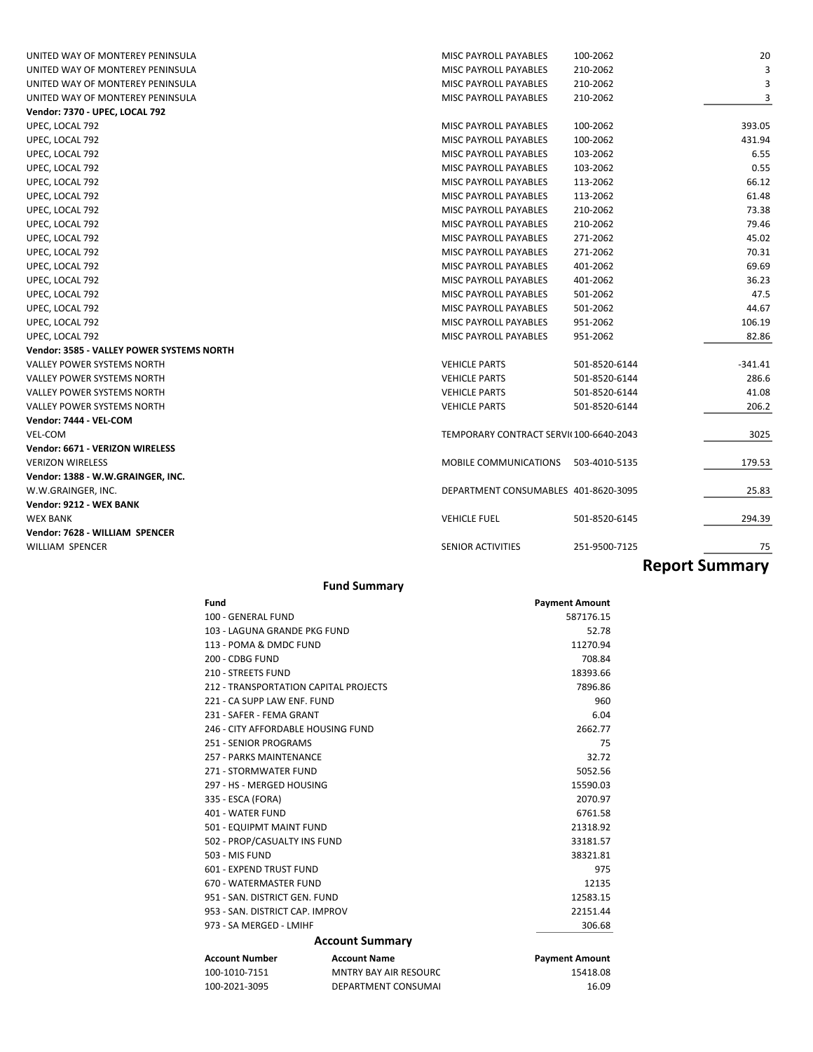| | | | |
|---|---|---|---|
| UNITED WAY OF MONTEREY PENINSULA | MISC PAYROLL PAYABLES | 100-2062 | 20 |
| UNITED WAY OF MONTEREY PENINSULA | MISC PAYROLL PAYABLES | 210-2062 | 3 |
| UNITED WAY OF MONTEREY PENINSULA | MISC PAYROLL PAYABLES | 210-2062 | 3 |
| UNITED WAY OF MONTEREY PENINSULA | MISC PAYROLL PAYABLES | 210-2062 | 3 |
| **Vendor: 7370 - UPEC, LOCAL 792** | | | |
| UPEC, LOCAL 792 | MISC PAYROLL PAYABLES | 100-2062 | 393.05 |
| UPEC, LOCAL 792 | MISC PAYROLL PAYABLES | 100-2062 | 431.94 |
| UPEC, LOCAL 792 | MISC PAYROLL PAYABLES | 103-2062 | 6.55 |
| UPEC, LOCAL 792 | MISC PAYROLL PAYABLES | 103-2062 | 0.55 |
| UPEC, LOCAL 792 | MISC PAYROLL PAYABLES | 113-2062 | 66.12 |
| UPEC, LOCAL 792 | MISC PAYROLL PAYABLES | 113-2062 | 61.48 |
| UPEC, LOCAL 792 | MISC PAYROLL PAYABLES | 210-2062 | 73.38 |
| UPEC, LOCAL 792 | MISC PAYROLL PAYABLES | 210-2062 | 79.46 |
| UPEC, LOCAL 792 | MISC PAYROLL PAYABLES | 271-2062 | 45.02 |
| UPEC, LOCAL 792 | MISC PAYROLL PAYABLES | 271-2062 | 70.31 |
| UPEC, LOCAL 792 | MISC PAYROLL PAYABLES | 401-2062 | 69.69 |
| UPEC, LOCAL 792 | MISC PAYROLL PAYABLES | 401-2062 | 36.23 |
| UPEC, LOCAL 792 | MISC PAYROLL PAYABLES | 501-2062 | 47.5 |
| UPEC, LOCAL 792 | MISC PAYROLL PAYABLES | 501-2062 | 44.67 |
| UPEC, LOCAL 792 | MISC PAYROLL PAYABLES | 951-2062 | 106.19 |
| UPEC, LOCAL 792 | MISC PAYROLL PAYABLES | 951-2062 | 82.86 |
| **Vendor: 3585 - VALLEY POWER SYSTEMS NORTH** | | | |
| VALLEY POWER SYSTEMS NORTH | VEHICLE PARTS | 501-8520-6144 | -341.41 |
| VALLEY POWER SYSTEMS NORTH | VEHICLE PARTS | 501-8520-6144 | 286.6 |
| VALLEY POWER SYSTEMS NORTH | VEHICLE PARTS | 501-8520-6144 | 41.08 |
| VALLEY POWER SYSTEMS NORTH | VEHICLE PARTS | 501-8520-6144 | 206.2 |
| **Vendor: 7444 - VEL-COM** | | | |
| VEL-COM | TEMPORARY CONTRACT SERVI( | 100-6640-2043 | 3025 |
| **Vendor: 6671 - VERIZON WIRELESS** | | | |
| VERIZON WIRELESS | MOBILE COMMUNICATIONS | 503-4010-5135 | 179.53 |
| **Vendor: 1388 - W.W.GRAINGER, INC.** | | | |
| W.W.GRAINGER, INC. | DEPARTMENT CONSUMABLES | 401-8620-3095 | 25.83 |
| **Vendor: 9212 - WEX BANK** | | | |
| WEX BANK | VEHICLE FUEL | 501-8520-6145 | 294.39 |
| **Vendor: 7628 - WILLIAM SPENCER** | | | |
| WILLIAM SPENCER | SENIOR ACTIVITIES | 251-9500-7125 | 75 |

# Report Summary

## Fund Summary

| Fund | Payment Amount |
|---|---|
| 100 - GENERAL FUND | 587176.15 |
| 103 - LAGUNA GRANDE PKG FUND | 52.78 |
| 113 - POMA & DMDC FUND | 11270.94 |
| 200 - CDBG FUND | 708.84 |
| 210 - STREETS FUND | 18393.66 |
| 212 - TRANSPORTATION CAPITAL PROJECTS | 7896.86 |
| 221 - CA SUPP LAW ENF. FUND | 960 |
| 231 - SAFER - FEMA GRANT | 6.04 |
| 246 - CITY AFFORDABLE HOUSING FUND | 2662.77 |
| 251 - SENIOR PROGRAMS | 75 |
| 257 - PARKS MAINTENANCE | 32.72 |
| 271 - STORMWATER FUND | 5052.56 |
| 297 - HS - MERGED HOUSING | 15590.03 |
| 335 - ESCA (FORA) | 2070.97 |
| 401 - WATER FUND | 6761.58 |
| 501 - EQUIPMT MAINT FUND | 21318.92 |
| 502 - PROP/CASUALTY INS FUND | 33181.57 |
| 503 - MIS FUND | 38321.81 |
| 601 - EXPEND TRUST FUND | 975 |
| 670 - WATERMASTER FUND | 12135 |
| 951 - SAN. DISTRICT GEN. FUND | 12583.15 |
| 953 - SAN. DISTRICT CAP. IMPROV | 22151.44 |
| 973 - SA MERGED - LMIHF | 306.68 |

## Account Summary

| Account Number | Account Name | Payment Amount |
|---|---|---|
| 100-1010-7151 | MNTRY BAY AIR RESOURC | 15418.08 |
| 100-2021-3095 | DEPARTMENT CONSUMAI | 16.09 |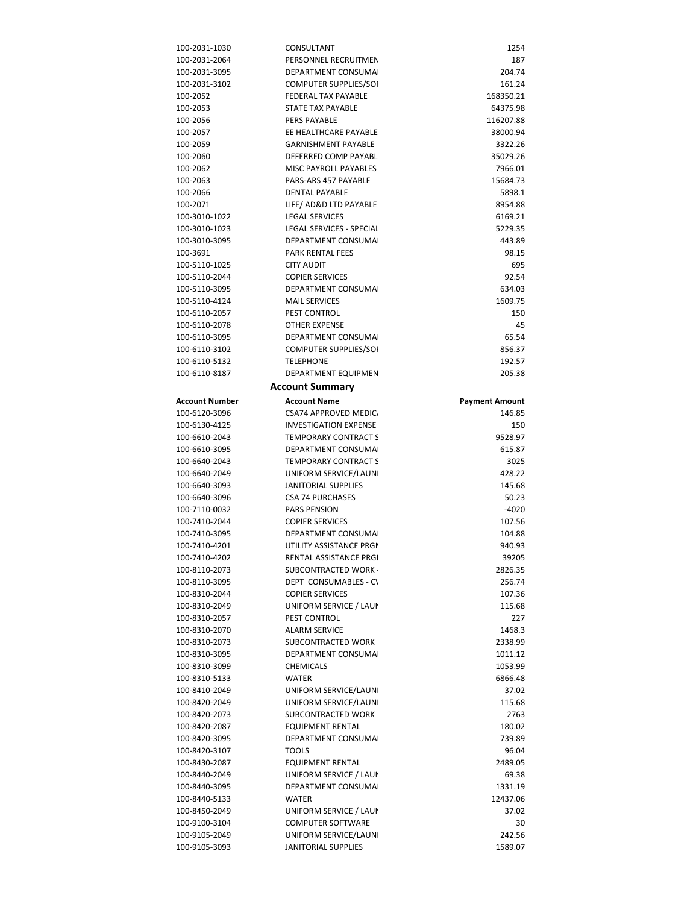| | | |
|---|---|---|
| 100-2031-1030 | CONSULTANT | 1254 |
| 100-2031-2064 | PERSONNEL RECRUITMEN | 187 |
| 100-2031-3095 | DEPARTMENT CONSUMAI | 204.74 |
| 100-2031-3102 | COMPUTER SUPPLIES/SOI | 161.24 |
| 100-2052 | FEDERAL TAX PAYABLE | 168350.21 |
| 100-2053 | STATE TAX PAYABLE | 64375.98 |
| 100-2056 | PERS PAYABLE | 116207.88 |
| 100-2057 | EE HEALTHCARE PAYABLE | 38000.94 |
| 100-2059 | GARNISHMENT PAYABLE | 3322.26 |
| 100-2060 | DEFERRED COMP PAYABL | 35029.26 |
| 100-2062 | MISC PAYROLL PAYABLES | 7966.01 |
| 100-2063 | PARS-ARS 457 PAYABLE | 15684.73 |
| 100-2066 | DENTAL PAYABLE | 5898.1 |
| 100-2071 | LIFE/ AD&D LTD PAYABLE | 8954.88 |
| 100-3010-1022 | LEGAL SERVICES | 6169.21 |
| 100-3010-1023 | LEGAL SERVICES - SPECIAL | 5229.35 |
| 100-3010-3095 | DEPARTMENT CONSUMAI | 443.89 |
| 100-3691 | PARK RENTAL FEES | 98.15 |
| 100-5110-1025 | CITY AUDIT | 695 |
| 100-5110-2044 | COPIER SERVICES | 92.54 |
| 100-5110-3095 | DEPARTMENT CONSUMAI | 634.03 |
| 100-5110-4124 | MAIL SERVICES | 1609.75 |
| 100-6110-2057 | PEST CONTROL | 150 |
| 100-6110-2078 | OTHER EXPENSE | 45 |
| 100-6110-3095 | DEPARTMENT CONSUMAI | 65.54 |
| 100-6110-3102 | COMPUTER SUPPLIES/SOI | 856.37 |
| 100-6110-5132 | TELEPHONE | 192.57 |
| 100-6110-8187 | DEPARTMENT EQUIPMEN | 205.38 |

## Account Summary

| Account Number | Account Name | Payment Amount |
|---|---|---|
| 100-6120-3096 | CSA74 APPROVED MEDIC/ | 146.85 |
| 100-6130-4125 | INVESTIGATION EXPENSE | 150 |
| 100-6610-2043 | TEMPORARY CONTRACT S | 9528.97 |
| 100-6610-3095 | DEPARTMENT CONSUMAI | 615.87 |
| 100-6640-2043 | TEMPORARY CONTRACT S | 3025 |
| 100-6640-2049 | UNIFORM SERVICE/LAUNI | 428.22 |
| 100-6640-3093 | JANITORIAL SUPPLIES | 145.68 |
| 100-6640-3096 | CSA 74 PURCHASES | 50.23 |
| 100-7110-0032 | PARS PENSION | -4020 |
| 100-7410-2044 | COPIER SERVICES | 107.56 |
| 100-7410-3095 | DEPARTMENT CONSUMAI | 104.88 |
| 100-7410-4201 | UTILITY ASSISTANCE PRGI | 940.93 |
| 100-7410-4202 | RENTAL ASSISTANCE PRGI | 39205 |
| 100-8110-2073 | SUBCONTRACTED WORK - | 2826.35 |
| 100-8110-3095 | DEPT CONSUMABLES - C\ | 256.74 |
| 100-8310-2044 | COPIER SERVICES | 107.36 |
| 100-8310-2049 | UNIFORM SERVICE / LAUN | 115.68 |
| 100-8310-2057 | PEST CONTROL | 227 |
| 100-8310-2070 | ALARM SERVICE | 1468.3 |
| 100-8310-2073 | SUBCONTRACTED WORK | 2338.99 |
| 100-8310-3095 | DEPARTMENT CONSUMAI | 1011.12 |
| 100-8310-3099 | CHEMICALS | 1053.99 |
| 100-8310-5133 | WATER | 6866.48 |
| 100-8410-2049 | UNIFORM SERVICE/LAUNI | 37.02 |
| 100-8420-2049 | UNIFORM SERVICE/LAUNI | 115.68 |
| 100-8420-2073 | SUBCONTRACTED WORK | 2763 |
| 100-8420-2087 | EQUIPMENT RENTAL | 180.02 |
| 100-8420-3095 | DEPARTMENT CONSUMAI | 739.89 |
| 100-8420-3107 | TOOLS | 96.04 |
| 100-8430-2087 | EQUIPMENT RENTAL | 2489.05 |
| 100-8440-2049 | UNIFORM SERVICE / LAUN | 69.38 |
| 100-8440-3095 | DEPARTMENT CONSUMAI | 1331.19 |
| 100-8440-5133 | WATER | 12437.06 |
| 100-8450-2049 | UNIFORM SERVICE / LAUN | 37.02 |
| 100-9100-3104 | COMPUTER SOFTWARE | 30 |
| 100-9105-2049 | UNIFORM SERVICE/LAUNI | 242.56 |
| 100-9105-3093 | JANITORIAL SUPPLIES | 1589.07 |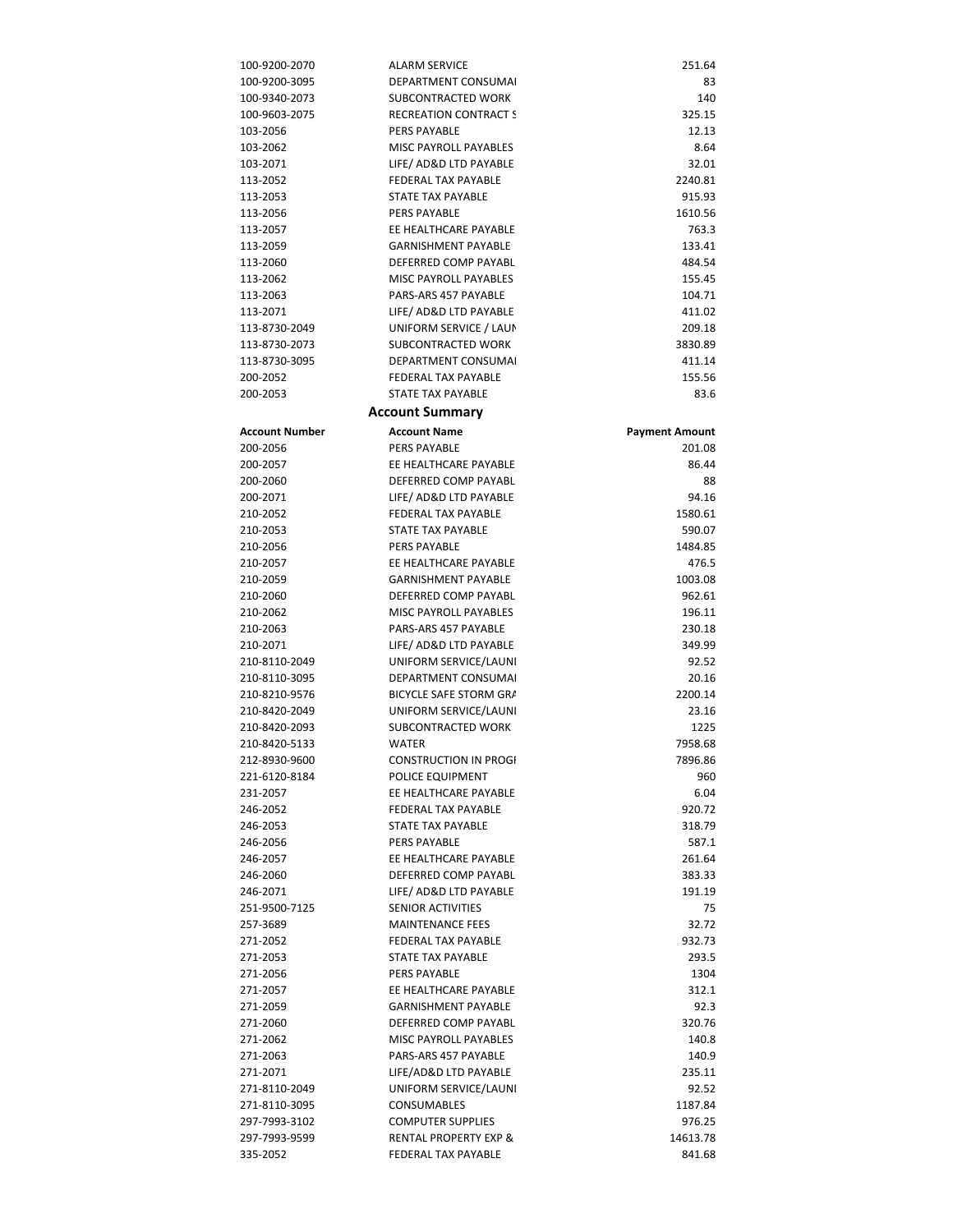| | | |
|---|---|---|
| 100-9200-2070 | ALARM SERVICE | 251.64 |
| 100-9200-3095 | DEPARTMENT CONSUMAI | 83 |
| 100-9340-2073 | SUBCONTRACTED WORK | 140 |
| 100-9603-2075 | RECREATION CONTRACT S | 325.15 |
| 103-2056 | PERS PAYABLE | 12.13 |
| 103-2062 | MISC PAYROLL PAYABLES | 8.64 |
| 103-2071 | LIFE/ AD&D LTD PAYABLE | 32.01 |
| 113-2052 | FEDERAL TAX PAYABLE | 2240.81 |
| 113-2053 | STATE TAX PAYABLE | 915.93 |
| 113-2056 | PERS PAYABLE | 1610.56 |
| 113-2057 | EE HEALTHCARE PAYABLE | 763.3 |
| 113-2059 | GARNISHMENT PAYABLE | 133.41 |
| 113-2060 | DEFERRED COMP PAYABL | 484.54 |
| 113-2062 | MISC PAYROLL PAYABLES | 155.45 |
| 113-2063 | PARS-ARS 457 PAYABLE | 104.71 |
| 113-2071 | LIFE/ AD&D LTD PAYABLE | 411.02 |
| 113-8730-2049 | UNIFORM SERVICE / LAUN | 209.18 |
| 113-8730-2073 | SUBCONTRACTED WORK | 3830.89 |
| 113-8730-3095 | DEPARTMENT CONSUMAI | 411.14 |
| 200-2052 | FEDERAL TAX PAYABLE | 155.56 |
| 200-2053 | STATE TAX PAYABLE | 83.6 |

## Account Summary

| Account Number | Account Name | Payment Amount |
|---|---|---|
| 200-2056 | PERS PAYABLE | 201.08 |
| 200-2057 | EE HEALTHCARE PAYABLE | 86.44 |
| 200-2060 | DEFERRED COMP PAYABL | 88 |
| 200-2071 | LIFE/ AD&D LTD PAYABLE | 94.16 |
| 210-2052 | FEDERAL TAX PAYABLE | 1580.61 |
| 210-2053 | STATE TAX PAYABLE | 590.07 |
| 210-2056 | PERS PAYABLE | 1484.85 |
| 210-2057 | EE HEALTHCARE PAYABLE | 476.5 |
| 210-2059 | GARNISHMENT PAYABLE | 1003.08 |
| 210-2060 | DEFERRED COMP PAYABL | 962.61 |
| 210-2062 | MISC PAYROLL PAYABLES | 196.11 |
| 210-2063 | PARS-ARS 457 PAYABLE | 230.18 |
| 210-2071 | LIFE/ AD&D LTD PAYABLE | 349.99 |
| 210-8110-2049 | UNIFORM SERVICE/LAUNI | 92.52 |
| 210-8110-3095 | DEPARTMENT CONSUMAI | 20.16 |
| 210-8210-9576 | BICYCLE SAFE STORM GRA | 2200.14 |
| 210-8420-2049 | UNIFORM SERVICE/LAUNI | 23.16 |
| 210-8420-2093 | SUBCONTRACTED WORK | 1225 |
| 210-8420-5133 | WATER | 7958.68 |
| 212-8930-9600 | CONSTRUCTION IN PROGI | 7896.86 |
| 221-6120-8184 | POLICE EQUIPMENT | 960 |
| 231-2057 | EE HEALTHCARE PAYABLE | 6.04 |
| 246-2052 | FEDERAL TAX PAYABLE | 920.72 |
| 246-2053 | STATE TAX PAYABLE | 318.79 |
| 246-2056 | PERS PAYABLE | 587.1 |
| 246-2057 | EE HEALTHCARE PAYABLE | 261.64 |
| 246-2060 | DEFERRED COMP PAYABL | 383.33 |
| 246-2071 | LIFE/ AD&D LTD PAYABLE | 191.19 |
| 251-9500-7125 | SENIOR ACTIVITIES | 75 |
| 257-3689 | MAINTENANCE FEES | 32.72 |
| 271-2052 | FEDERAL TAX PAYABLE | 932.73 |
| 271-2053 | STATE TAX PAYABLE | 293.5 |
| 271-2056 | PERS PAYABLE | 1304 |
| 271-2057 | EE HEALTHCARE PAYABLE | 312.1 |
| 271-2059 | GARNISHMENT PAYABLE | 92.3 |
| 271-2060 | DEFERRED COMP PAYABL | 320.76 |
| 271-2062 | MISC PAYROLL PAYABLES | 140.8 |
| 271-2063 | PARS-ARS 457 PAYABLE | 140.9 |
| 271-2071 | LIFE/AD&D LTD PAYABLE | 235.11 |
| 271-8110-2049 | UNIFORM SERVICE/LAUNI | 92.52 |
| 271-8110-3095 | CONSUMABLES | 1187.84 |
| 297-7993-3102 | COMPUTER SUPPLIES | 976.25 |
| 297-7993-9599 | RENTAL PROPERTY EXP & | 14613.78 |
| 335-2052 | FEDERAL TAX PAYABLE | 841.68 |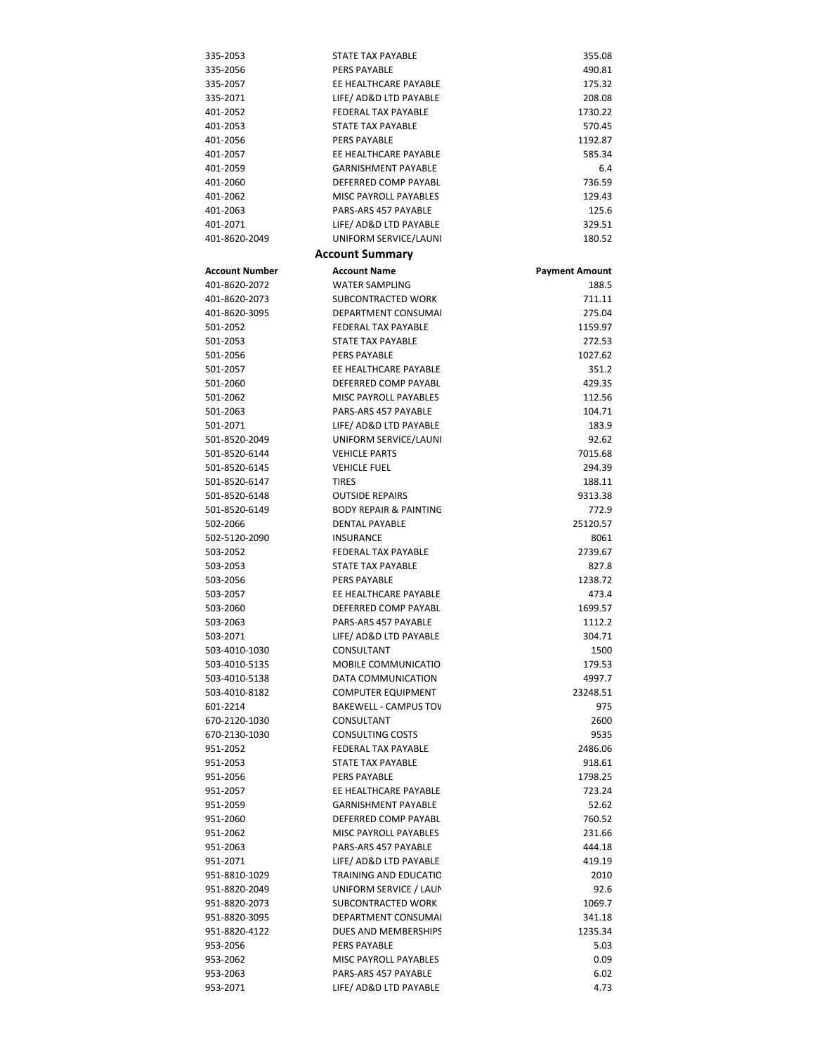| | | |
|---|---|---|
| 335-2053 | STATE TAX PAYABLE | 355.08 |
| 335-2056 | PERS PAYABLE | 490.81 |
| 335-2057 | EE HEALTHCARE PAYABLE | 175.32 |
| 335-2071 | LIFE/ AD&D LTD PAYABLE | 208.08 |
| 401-2052 | FEDERAL TAX PAYABLE | 1730.22 |
| 401-2053 | STATE TAX PAYABLE | 570.45 |
| 401-2056 | PERS PAYABLE | 1192.87 |
| 401-2057 | EE HEALTHCARE PAYABLE | 585.34 |
| 401-2059 | GARNISHMENT PAYABLE | 6.4 |
| 401-2060 | DEFERRED COMP PAYABL | 736.59 |
| 401-2062 | MISC PAYROLL PAYABLES | 129.43 |
| 401-2063 | PARS-ARS 457 PAYABLE | 125.6 |
| 401-2071 | LIFE/ AD&D LTD PAYABLE | 329.51 |
| 401-8620-2049 | UNIFORM SERVICE/LAUNI | 180.52 |

## Account Summary

| Account Number | Account Name | Payment Amount |
|---|---|---|
| 401-8620-2072 | WATER SAMPLING | 188.5 |
| 401-8620-2073 | SUBCONTRACTED WORK | 711.11 |
| 401-8620-3095 | DEPARTMENT CONSUMAI | 275.04 |
| 501-2052 | FEDERAL TAX PAYABLE | 1159.97 |
| 501-2053 | STATE TAX PAYABLE | 272.53 |
| 501-2056 | PERS PAYABLE | 1027.62 |
| 501-2057 | EE HEALTHCARE PAYABLE | 351.2 |
| 501-2060 | DEFERRED COMP PAYABL | 429.35 |
| 501-2062 | MISC PAYROLL PAYABLES | 112.56 |
| 501-2063 | PARS-ARS 457 PAYABLE | 104.71 |
| 501-2071 | LIFE/ AD&D LTD PAYABLE | 183.9 |
| 501-8520-2049 | UNIFORM SERVICE/LAUNI | 92.62 |
| 501-8520-6144 | VEHICLE PARTS | 7015.68 |
| 501-8520-6145 | VEHICLE FUEL | 294.39 |
| 501-8520-6147 | TIRES | 188.11 |
| 501-8520-6148 | OUTSIDE REPAIRS | 9313.38 |
| 501-8520-6149 | BODY REPAIR & PAINTING | 772.9 |
| 502-2066 | DENTAL PAYABLE | 25120.57 |
| 502-5120-2090 | INSURANCE | 8061 |
| 503-2052 | FEDERAL TAX PAYABLE | 2739.67 |
| 503-2053 | STATE TAX PAYABLE | 827.8 |
| 503-2056 | PERS PAYABLE | 1238.72 |
| 503-2057 | EE HEALTHCARE PAYABLE | 473.4 |
| 503-2060 | DEFERRED COMP PAYABL | 1699.57 |
| 503-2063 | PARS-ARS 457 PAYABLE | 1112.2 |
| 503-2071 | LIFE/ AD&D LTD PAYABLE | 304.71 |
| 503-4010-1030 | CONSULTANT | 1500 |
| 503-4010-5135 | MOBILE COMMUNICATIO | 179.53 |
| 503-4010-5138 | DATA COMMUNICATION | 4997.7 |
| 503-4010-8182 | COMPUTER EQUIPMENT | 23248.51 |
| 601-2214 | BAKEWELL - CAMPUS TOV | 975 |
| 670-2120-1030 | CONSULTANT | 2600 |
| 670-2130-1030 | CONSULTING COSTS | 9535 |
| 951-2052 | FEDERAL TAX PAYABLE | 2486.06 |
| 951-2053 | STATE TAX PAYABLE | 918.61 |
| 951-2056 | PERS PAYABLE | 1798.25 |
| 951-2057 | EE HEALTHCARE PAYABLE | 723.24 |
| 951-2059 | GARNISHMENT PAYABLE | 52.62 |
| 951-2060 | DEFERRED COMP PAYABL | 760.52 |
| 951-2062 | MISC PAYROLL PAYABLES | 231.66 |
| 951-2063 | PARS-ARS 457 PAYABLE | 444.18 |
| 951-2071 | LIFE/ AD&D LTD PAYABLE | 419.19 |
| 951-8810-1029 | TRAINING AND EDUCATIO | 2010 |
| 951-8820-2049 | UNIFORM SERVICE / LAUN | 92.6 |
| 951-8820-2073 | SUBCONTRACTED WORK | 1069.7 |
| 951-8820-3095 | DEPARTMENT CONSUMAI | 341.18 |
| 951-8820-4122 | DUES AND MEMBERSHIPS | 1235.34 |
| 953-2056 | PERS PAYABLE | 5.03 |
| 953-2062 | MISC PAYROLL PAYABLES | 0.09 |
| 953-2063 | PARS-ARS 457 PAYABLE | 6.02 |
| 953-2071 | LIFE/ AD&D LTD PAYABLE | 4.73 |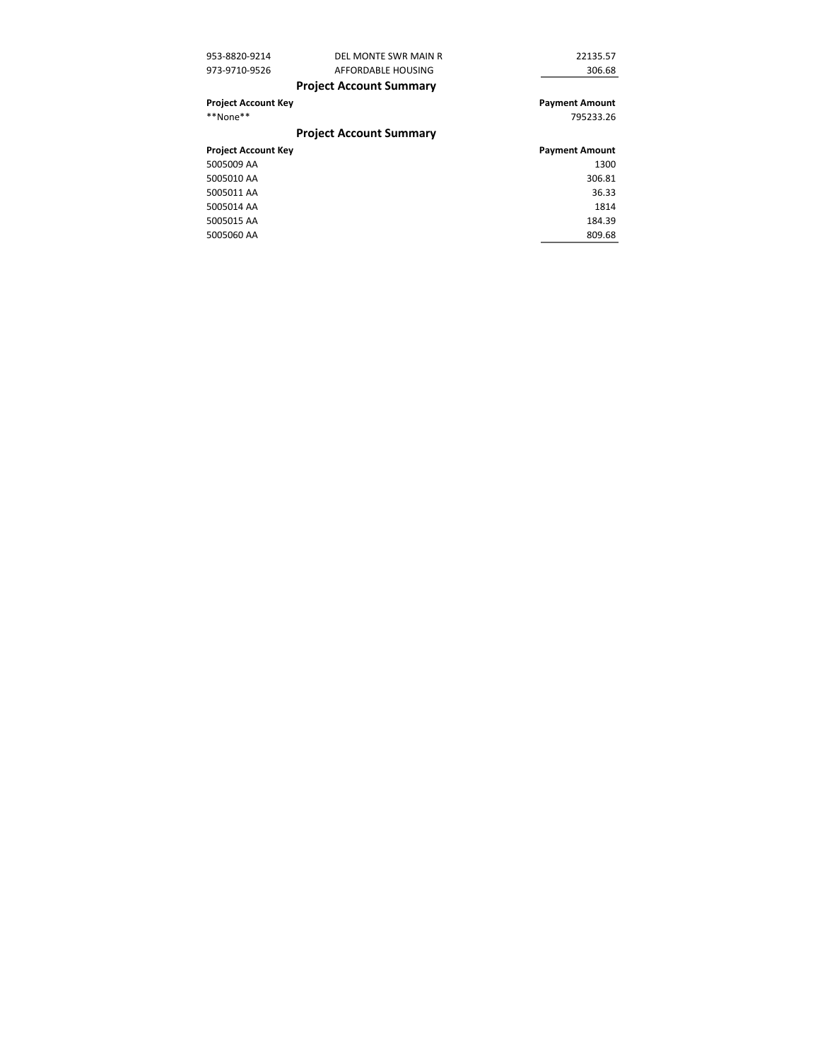| | | |
|---|---|---|
| 953-8820-9214 | DEL MONTE SWR MAIN R | 22135.57 |
| 973-9710-9526 | AFFORDABLE HOUSING | 306.68 |

## Project Account Summary

| Project Account Key | Payment Amount |
|---|---|
| **None** | 795233.26 |

## Project Account Summary

| Project Account Key | Payment Amount |
|---|---|
| 5005009 AA | 1300 |
| 5005010 AA | 306.81 |
| 5005011 AA | 36.33 |
| 5005014 AA | 1814 |
| 5005015 AA | 184.39 |
| 5005060 AA | 809.68 |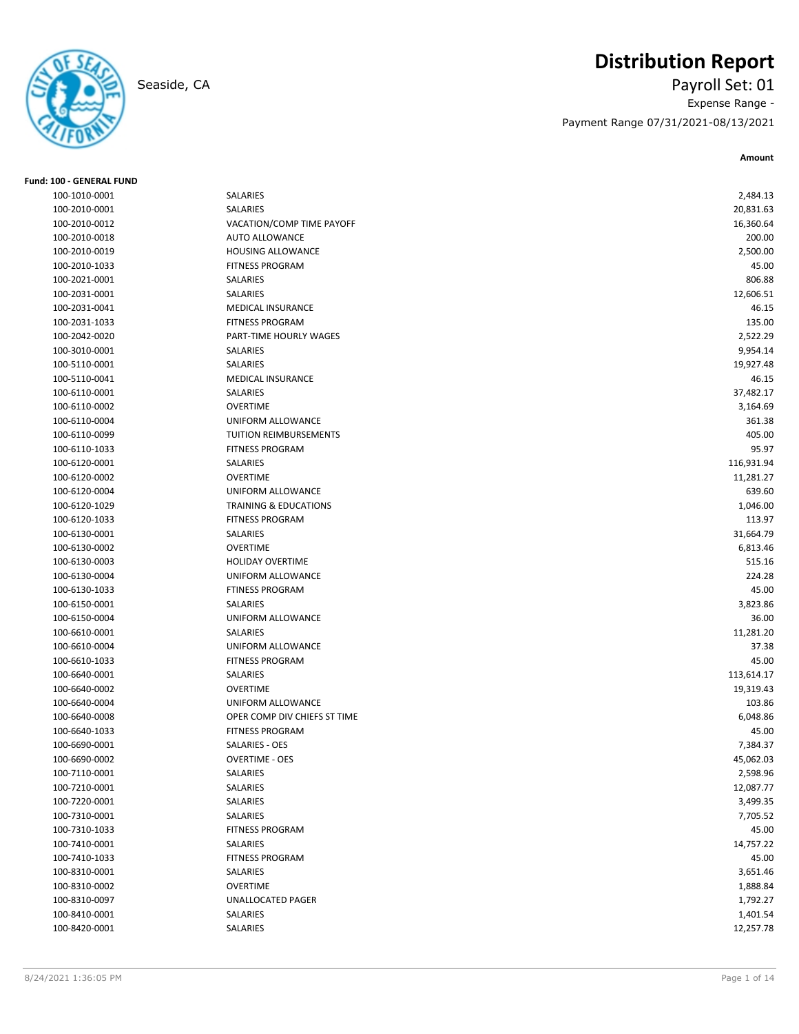# Distribution Report

Seaside, CA

Payroll Set: 01

Expense Range -

Payment Range 07/31/2021-08/13/2021

**Fund: 100 - GENERAL FUND**

| Account | Description | Amount |
|---|---|---|
| 100-1010-0001 | SALARIES | 2,484.13 |
| 100-2010-0001 | SALARIES | 20,831.63 |
| 100-2010-0012 | VACATION/COMP TIME PAYOFF | 16,360.64 |
| 100-2010-0018 | AUTO ALLOWANCE | 200.00 |
| 100-2010-0019 | HOUSING ALLOWANCE | 2,500.00 |
| 100-2010-1033 | FITNESS PROGRAM | 45.00 |
| 100-2021-0001 | SALARIES | 806.88 |
| 100-2031-0001 | SALARIES | 12,606.51 |
| 100-2031-0041 | MEDICAL INSURANCE | 46.15 |
| 100-2031-1033 | FITNESS PROGRAM | 135.00 |
| 100-2042-0020 | PART-TIME HOURLY WAGES | 2,522.29 |
| 100-3010-0001 | SALARIES | 9,954.14 |
| 100-5110-0001 | SALARIES | 19,927.48 |
| 100-5110-0041 | MEDICAL INSURANCE | 46.15 |
| 100-6110-0001 | SALARIES | 37,482.17 |
| 100-6110-0002 | OVERTIME | 3,164.69 |
| 100-6110-0004 | UNIFORM ALLOWANCE | 361.38 |
| 100-6110-0099 | TUITION REIMBURSEMENTS | 405.00 |
| 100-6110-1033 | FITNESS PROGRAM | 95.97 |
| 100-6120-0001 | SALARIES | 116,931.94 |
| 100-6120-0002 | OVERTIME | 11,281.27 |
| 100-6120-0004 | UNIFORM ALLOWANCE | 639.60 |
| 100-6120-1029 | TRAINING & EDUCATIONS | 1,046.00 |
| 100-6120-1033 | FITNESS PROGRAM | 113.97 |
| 100-6130-0001 | SALARIES | 31,664.79 |
| 100-6130-0002 | OVERTIME | 6,813.46 |
| 100-6130-0003 | HOLIDAY OVERTIME | 515.16 |
| 100-6130-0004 | UNIFORM ALLOWANCE | 224.28 |
| 100-6130-1033 | FTINESS PROGRAM | 45.00 |
| 100-6150-0001 | SALARIES | 3,823.86 |
| 100-6150-0004 | UNIFORM ALLOWANCE | 36.00 |
| 100-6610-0001 | SALARIES | 11,281.20 |
| 100-6610-0004 | UNIFORM ALLOWANCE | 37.38 |
| 100-6610-1033 | FITNESS PROGRAM | 45.00 |
| 100-6640-0001 | SALARIES | 113,614.17 |
| 100-6640-0002 | OVERTIME | 19,319.43 |
| 100-6640-0004 | UNIFORM ALLOWANCE | 103.86 |
| 100-6640-0008 | OPER COMP DIV CHIEFS ST TIME | 6,048.86 |
| 100-6640-1033 | FITNESS PROGRAM | 45.00 |
| 100-6690-0001 | SALARIES - OES | 7,384.37 |
| 100-6690-0002 | OVERTIME - OES | 45,062.03 |
| 100-7110-0001 | SALARIES | 2,598.96 |
| 100-7210-0001 | SALARIES | 12,087.77 |
| 100-7220-0001 | SALARIES | 3,499.35 |
| 100-7310-0001 | SALARIES | 7,705.52 |
| 100-7310-1033 | FITNESS PROGRAM | 45.00 |
| 100-7410-0001 | SALARIES | 14,757.22 |
| 100-7410-1033 | FITNESS PROGRAM | 45.00 |
| 100-8310-0001 | SALARIES | 3,651.46 |
| 100-8310-0002 | OVERTIME | 1,888.84 |
| 100-8310-0097 | UNALLOCATED PAGER | 1,792.27 |
| 100-8410-0001 | SALARIES | 1,401.54 |
| 100-8420-0001 | SALARIES | 12,257.78 |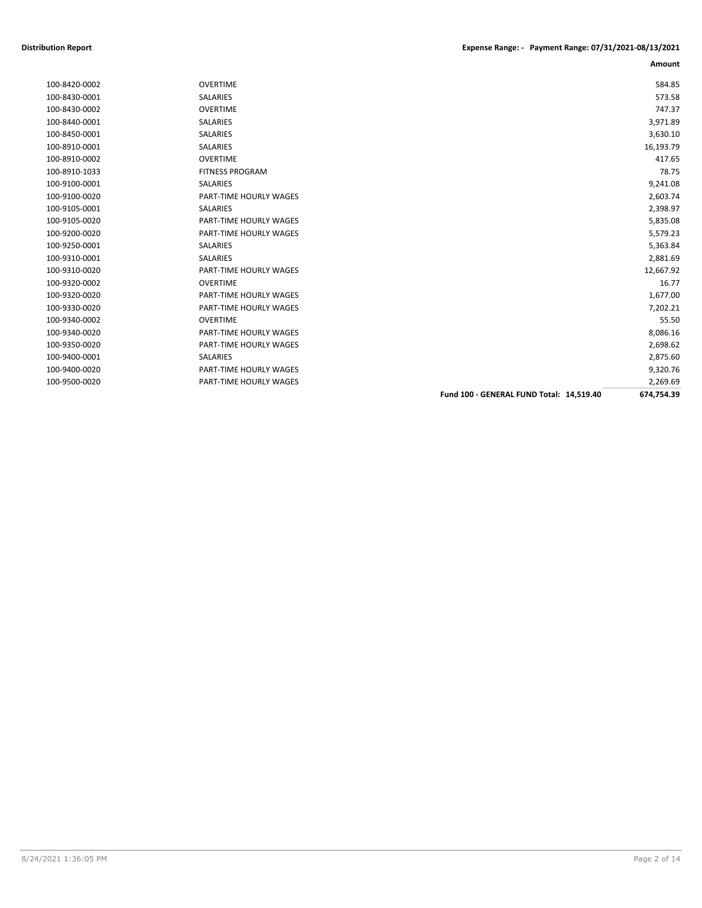**Distribution Report** **Expense Range: - Payment Range: 07/31/2021-08/13/2021**

| | | | Amount |
|---|---|---|---|
| 100-8420-0002 | OVERTIME | | 584.85 |
| 100-8430-0001 | SALARIES | | 573.58 |
| 100-8430-0002 | OVERTIME | | 747.37 |
| 100-8440-0001 | SALARIES | | 3,971.89 |
| 100-8450-0001 | SALARIES | | 3,630.10 |
| 100-8910-0001 | SALARIES | | 16,193.79 |
| 100-8910-0002 | OVERTIME | | 417.65 |
| 100-8910-1033 | FITNESS PROGRAM | | 78.75 |
| 100-9100-0001 | SALARIES | | 9,241.08 |
| 100-9100-0020 | PART-TIME HOURLY WAGES | | 2,603.74 |
| 100-9105-0001 | SALARIES | | 2,398.97 |
| 100-9105-0020 | PART-TIME HOURLY WAGES | | 5,835.08 |
| 100-9200-0020 | PART-TIME HOURLY WAGES | | 5,579.23 |
| 100-9250-0001 | SALARIES | | 5,363.84 |
| 100-9310-0001 | SALARIES | | 2,881.69 |
| 100-9310-0020 | PART-TIME HOURLY WAGES | | 12,667.92 |
| 100-9320-0002 | OVERTIME | | 16.77 |
| 100-9320-0020 | PART-TIME HOURLY WAGES | | 1,677.00 |
| 100-9330-0020 | PART-TIME HOURLY WAGES | | 7,202.21 |
| 100-9340-0002 | OVERTIME | | 55.50 |
| 100-9340-0020 | PART-TIME HOURLY WAGES | | 8,086.16 |
| 100-9350-0020 | PART-TIME HOURLY WAGES | | 2,698.62 |
| 100-9400-0001 | SALARIES | | 2,875.60 |
| 100-9400-0020 | PART-TIME HOURLY WAGES | | 9,320.76 |
| 100-9500-0020 | PART-TIME HOURLY WAGES | | 2,269.69 |
| | | **Fund 100 - GENERAL FUND Total: 14,519.40** | **674,754.39** |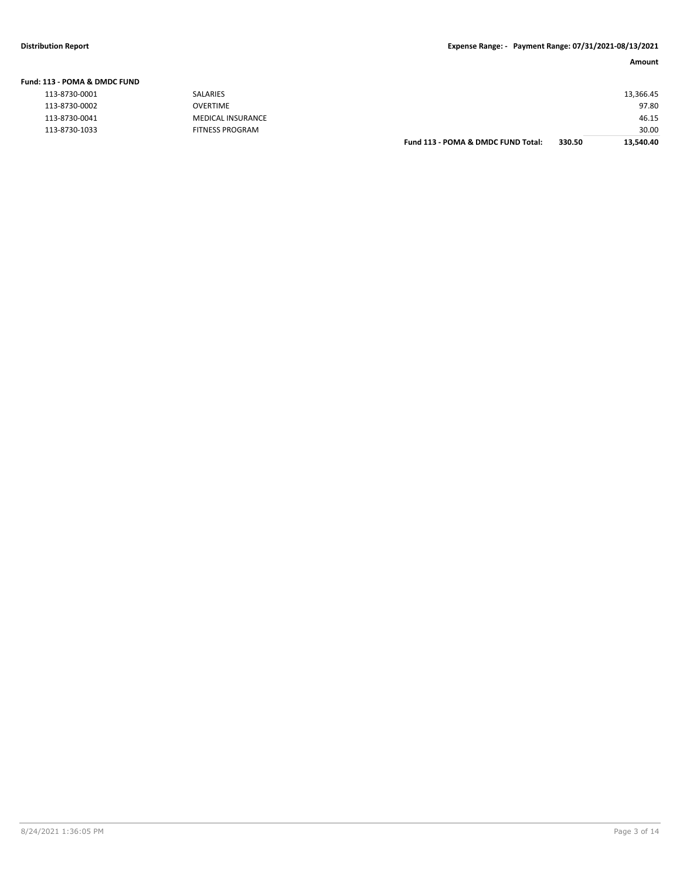**Distribution Report** | **Expense Range: - Payment Range: 07/31/2021-08/13/2021**

| | | | | **Amount** |
|---|---|---|---|---|
| **Fund: 113 - POMA & DMDC FUND** | | | | |
| 113-8730-0001 | SALARIES | | | 13,366.45 |
| 113-8730-0002 | OVERTIME | | | 97.80 |
| 113-8730-0041 | MEDICAL INSURANCE | | | 46.15 |
| 113-8730-1033 | FITNESS PROGRAM | | | 30.00 |
| | | **Fund 113 - POMA & DMDC FUND Total:** | **330.50** | **13,540.40** |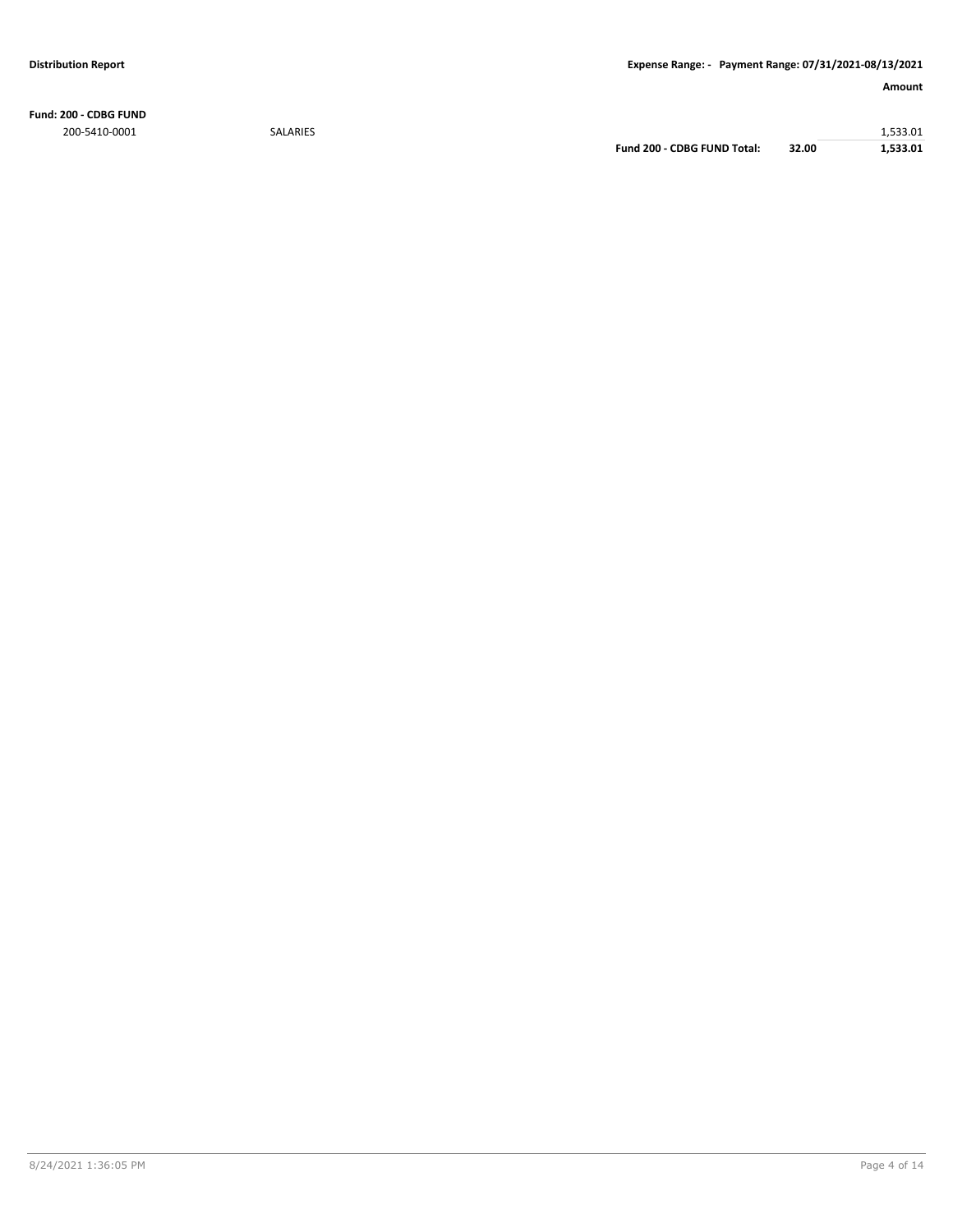**Fund: 200 - CDBG FUND**

| Account | Description | | | Amount |
|---|---|---|---|---|
| 200-5410-0001 | SALARIES | | | 1,533.01 |
| | | **Fund 200 - CDBG FUND Total:** | **32.00** | **1,533.01** |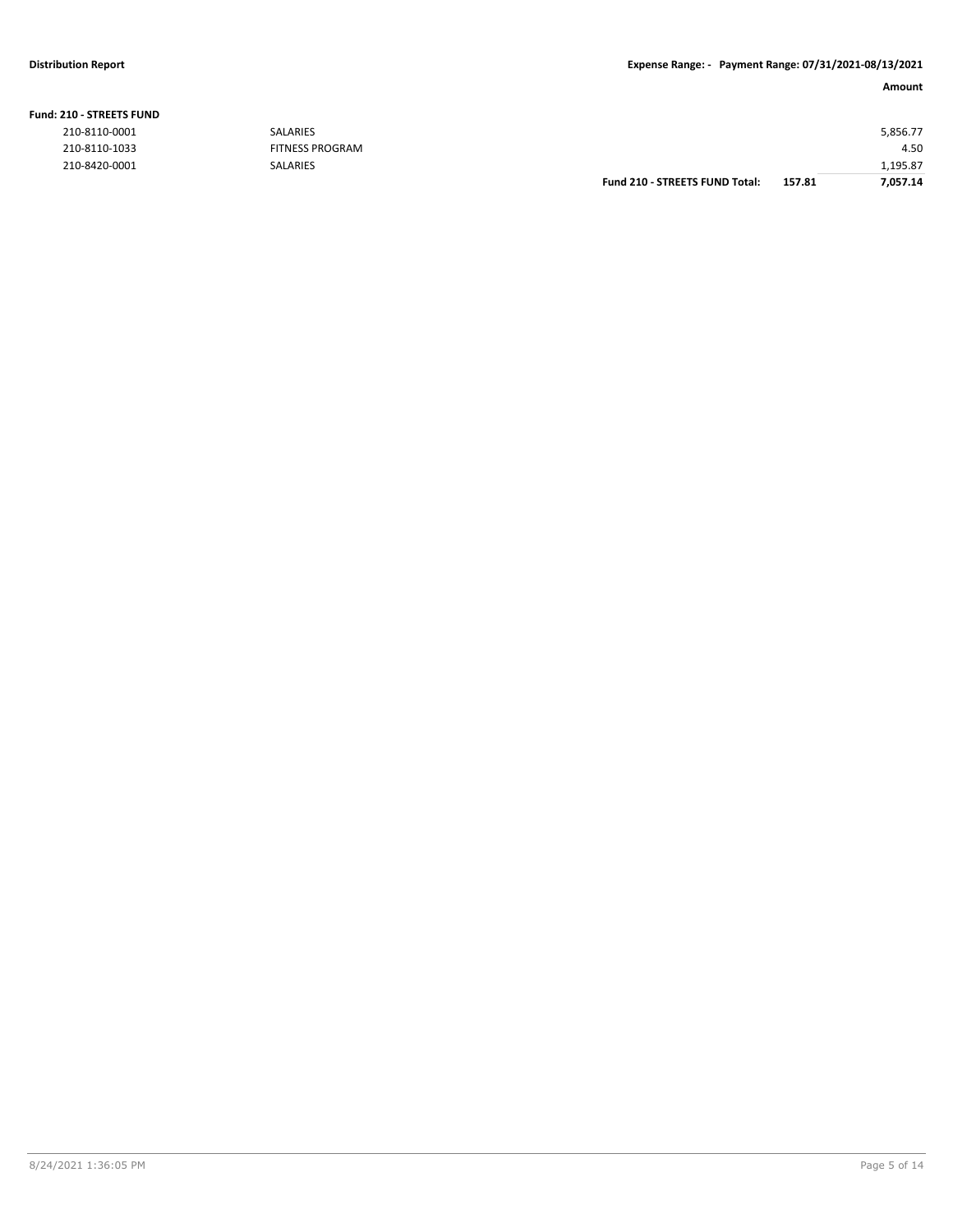**Fund: 210 - STREETS FUND**

| Account | Description | | | Amount |
|---|---|---|---|---|
| 210-8110-0001 | SALARIES | | | 5,856.77 |
| 210-8110-1033 | FITNESS PROGRAM | | | 4.50 |
| 210-8420-0001 | SALARIES | | | 1,195.87 |
| | | **Fund 210 - STREETS FUND Total:** | **157.81** | **7,057.14** |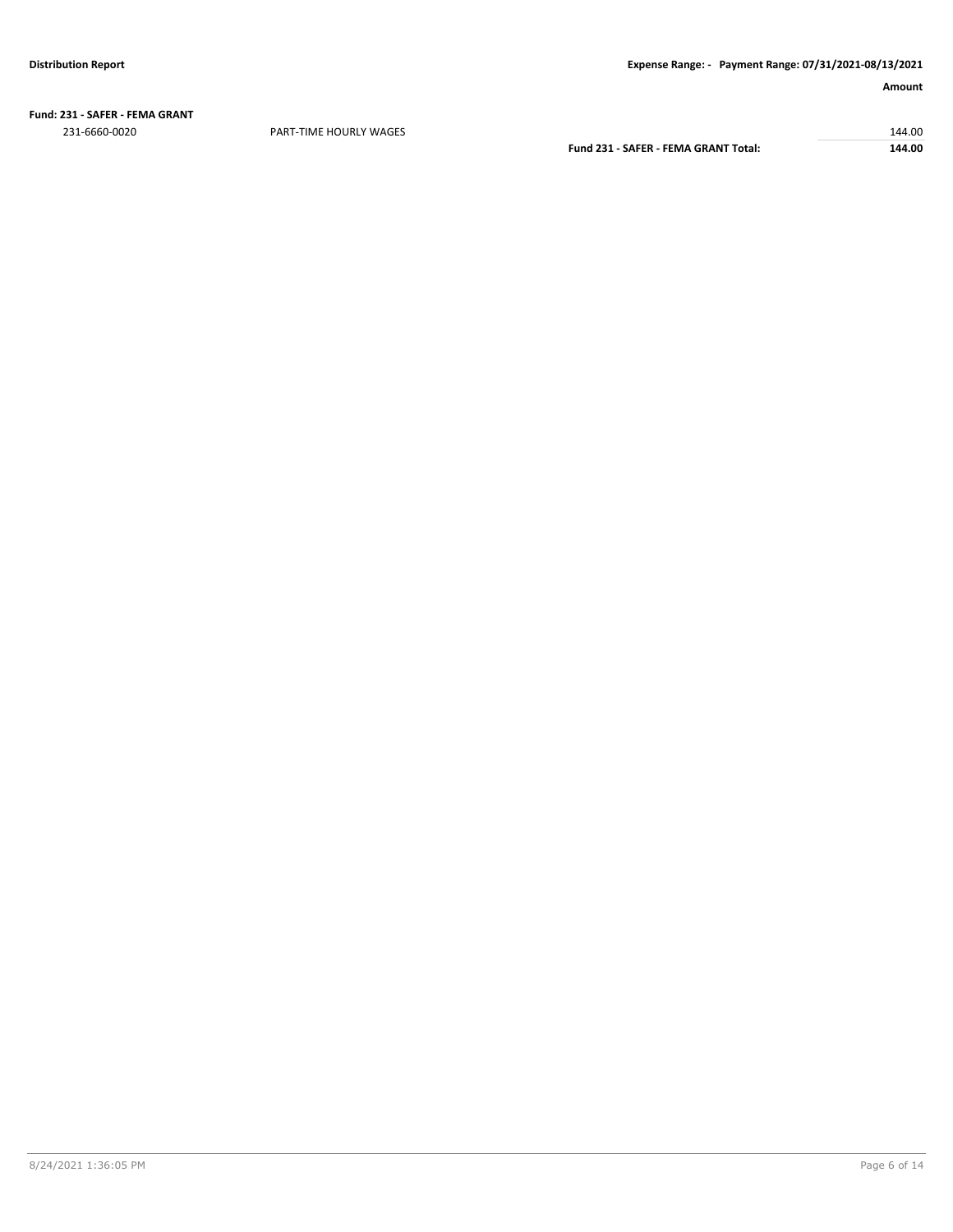**Distribution Report** **Expense Range: - Payment Range: 07/31/2021-08/13/2021**

| | | Amount |
|---|---|---|
| **Fund: 231 - SAFER - FEMA GRANT** | | |
| 231-6660-0020 | PART-TIME HOURLY WAGES | 144.00 |
| | **Fund 231 - SAFER - FEMA GRANT Total:** | **144.00** |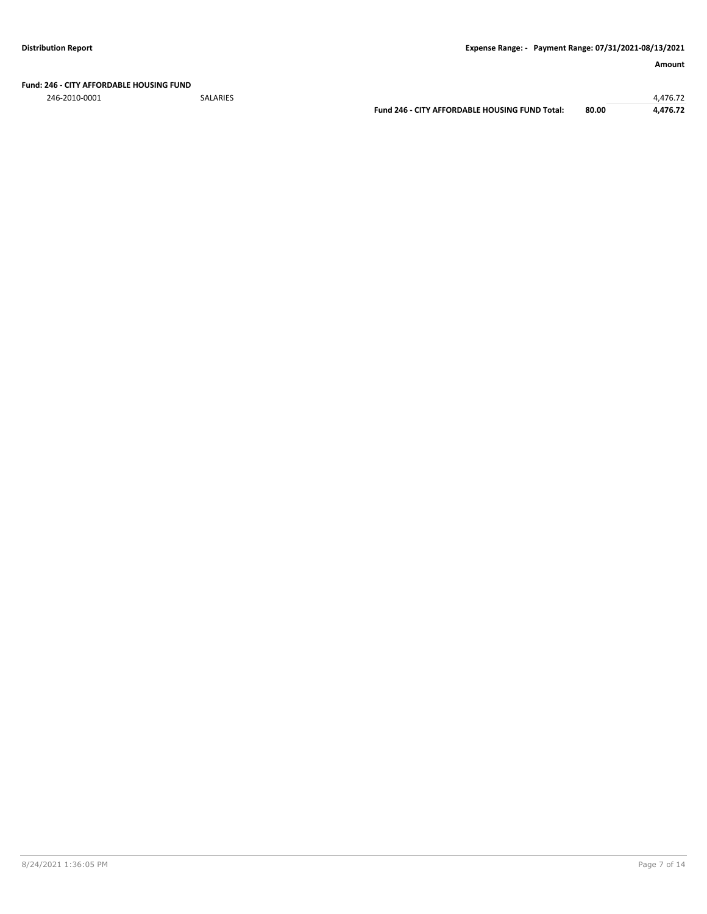**Fund: 246 - CITY AFFORDABLE HOUSING FUND**

| | | | | Amount |
|---|---|---|---|---|
| 246-2010-0001 | SALARIES | | | 4,476.72 |
| | | **Fund 246 - CITY AFFORDABLE HOUSING FUND Total:** | **80.00** | **4,476.72** |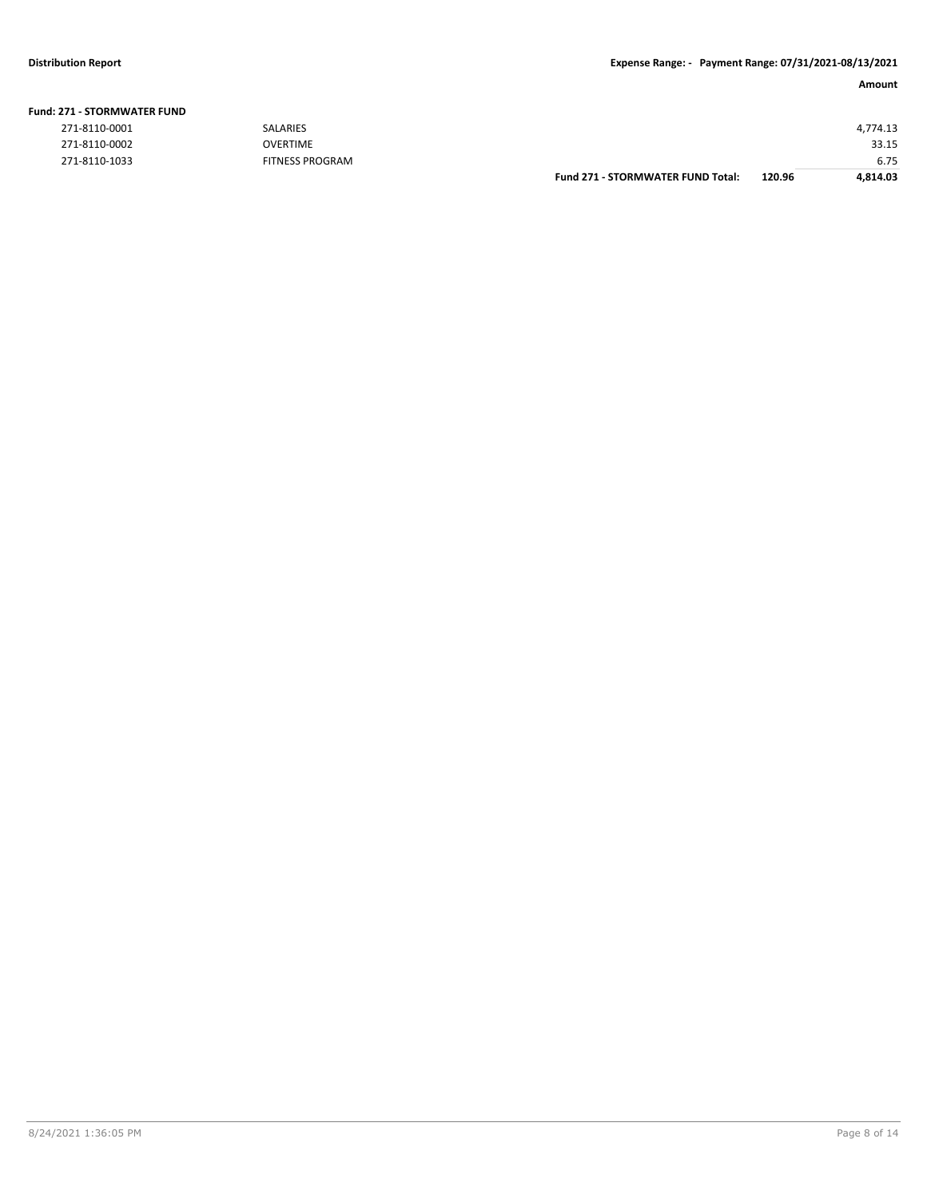**Distribution Report** | **Expense Range: - Payment Range: 07/31/2021-08/13/2021**

| | | | | **Amount** |
|---|---|---|---|---|
| **Fund: 271 - STORMWATER FUND** | | | | |
| 271-8110-0001 | SALARIES | | | 4,774.13 |
| 271-8110-0002 | OVERTIME | | | 33.15 |
| 271-8110-1033 | FITNESS PROGRAM | | | 6.75 |
| | | **Fund 271 - STORMWATER FUND Total:** | **120.96** | **4,814.03** |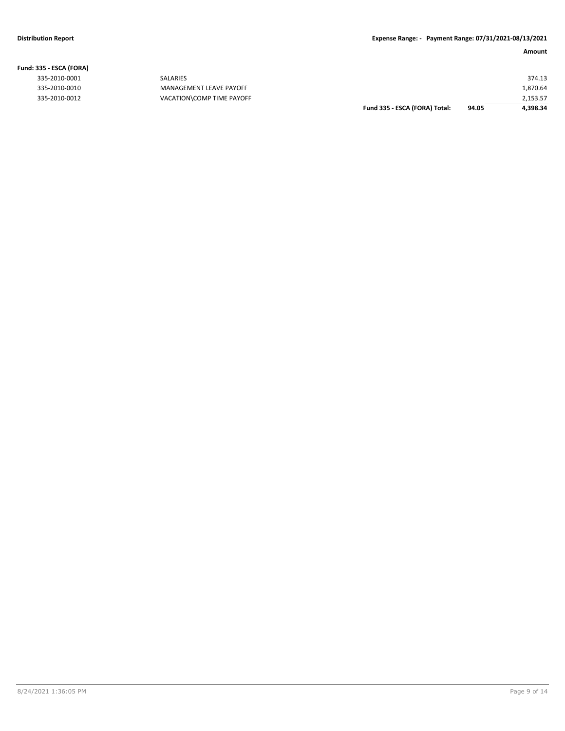| Fund: 335 - ESCA (FORA) | | | | Amount |
|---|---|---|---|---|
| 335-2010-0001 | SALARIES | | | 374.13 |
| 335-2010-0010 | MANAGEMENT LEAVE PAYOFF | | | 1,870.64 |
| 335-2010-0012 | VACATION\COMP TIME PAYOFF | | | 2,153.57 |
| | | **Fund 335 - ESCA (FORA) Total:** | **94.05** | **4,398.34** |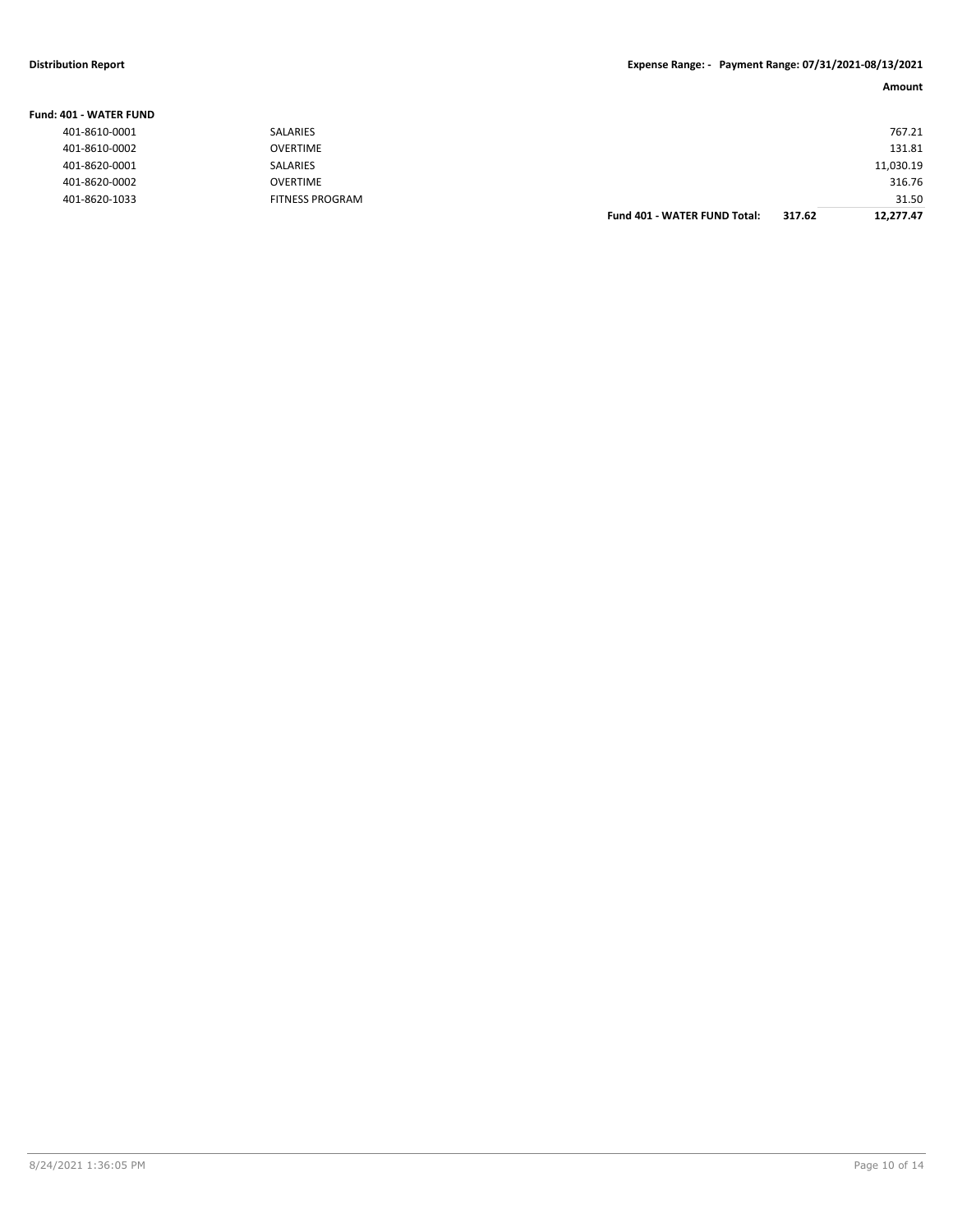**Fund: 401 - WATER FUND**

| Account | Description | | Amount |
|---|---|---|---|
| 401-8610-0001 | SALARIES | | 767.21 |
| 401-8610-0002 | OVERTIME | | 131.81 |
| 401-8620-0001 | SALARIES | | 11,030.19 |
| 401-8620-0002 | OVERTIME | | 316.76 |
| 401-8620-1033 | FITNESS PROGRAM | | 31.50 |
| | **Fund 401 - WATER FUND Total:** | **317.62** | **12,277.47** |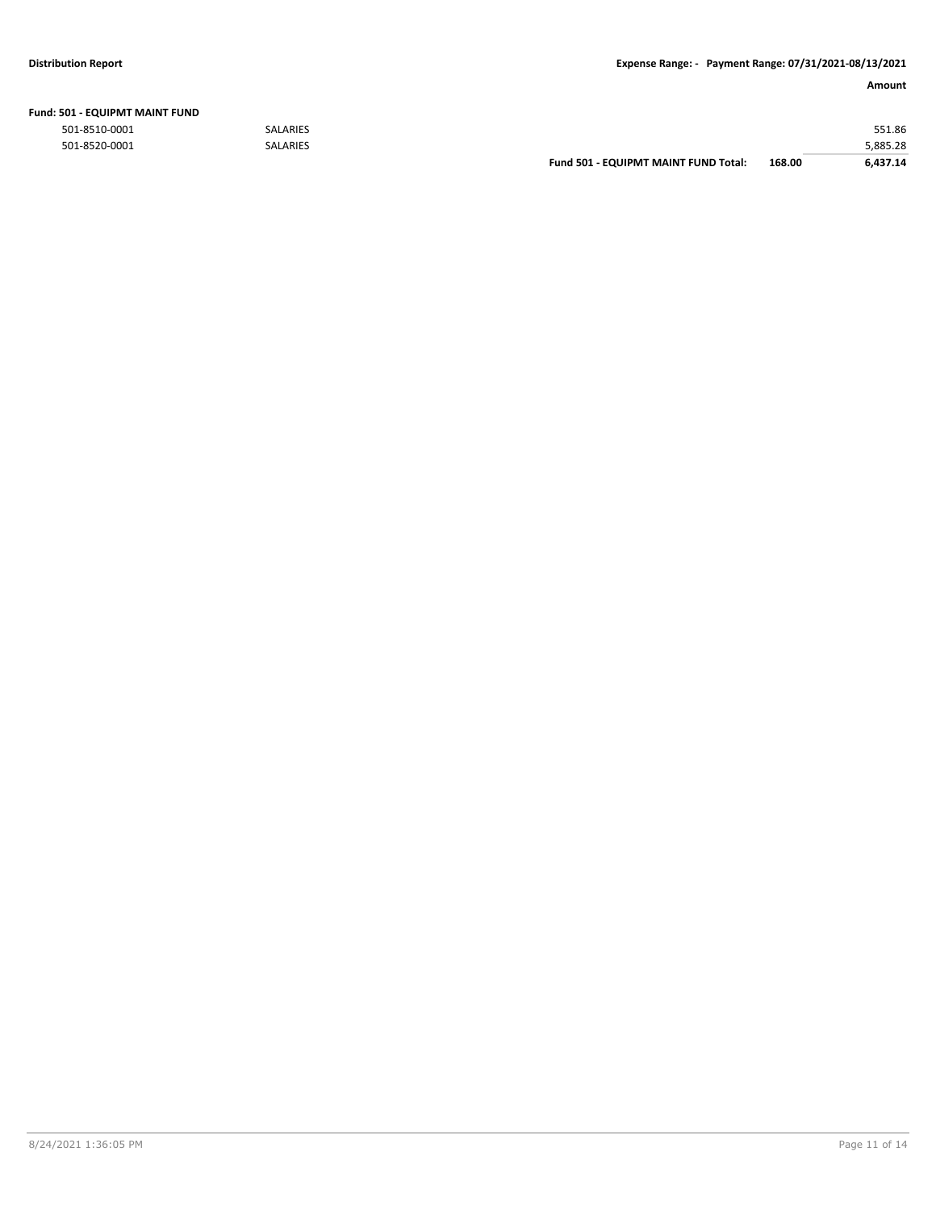**Fund: 501 - EQUIPMT MAINT FUND**

| Account | Description | | | Amount |
|---|---|---|---|---|
| 501-8510-0001 | SALARIES | | | 551.86 |
| 501-8520-0001 | SALARIES | | | 5,885.28 |
| | | **Fund 501 - EQUIPMT MAINT FUND Total:** | **168.00** | **6,437.14** |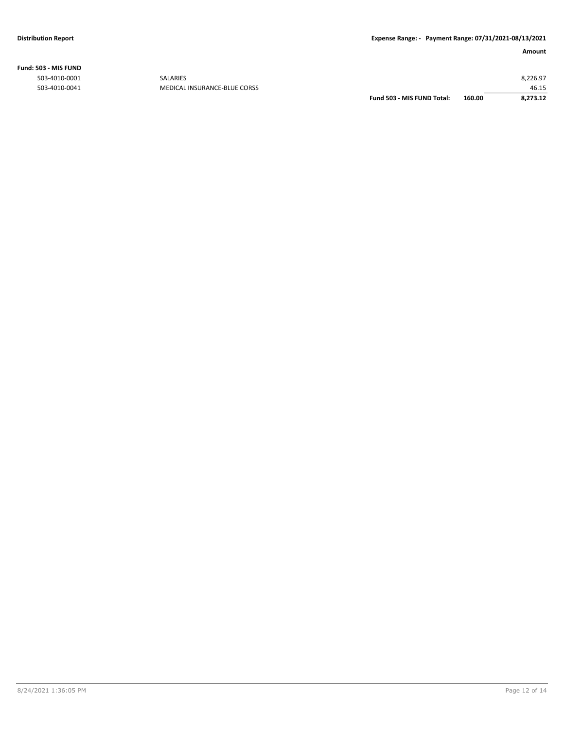**Fund: 503 - MIS FUND**

| Account | Description | | | Amount |
|---|---|---|---|---|
| 503-4010-0001 | SALARIES | | | 8,226.97 |
| 503-4010-0041 | MEDICAL INSURANCE-BLUE CORSS | | | 46.15 |
| | | **Fund 503 - MIS FUND Total:** | **160.00** | **8,273.12** |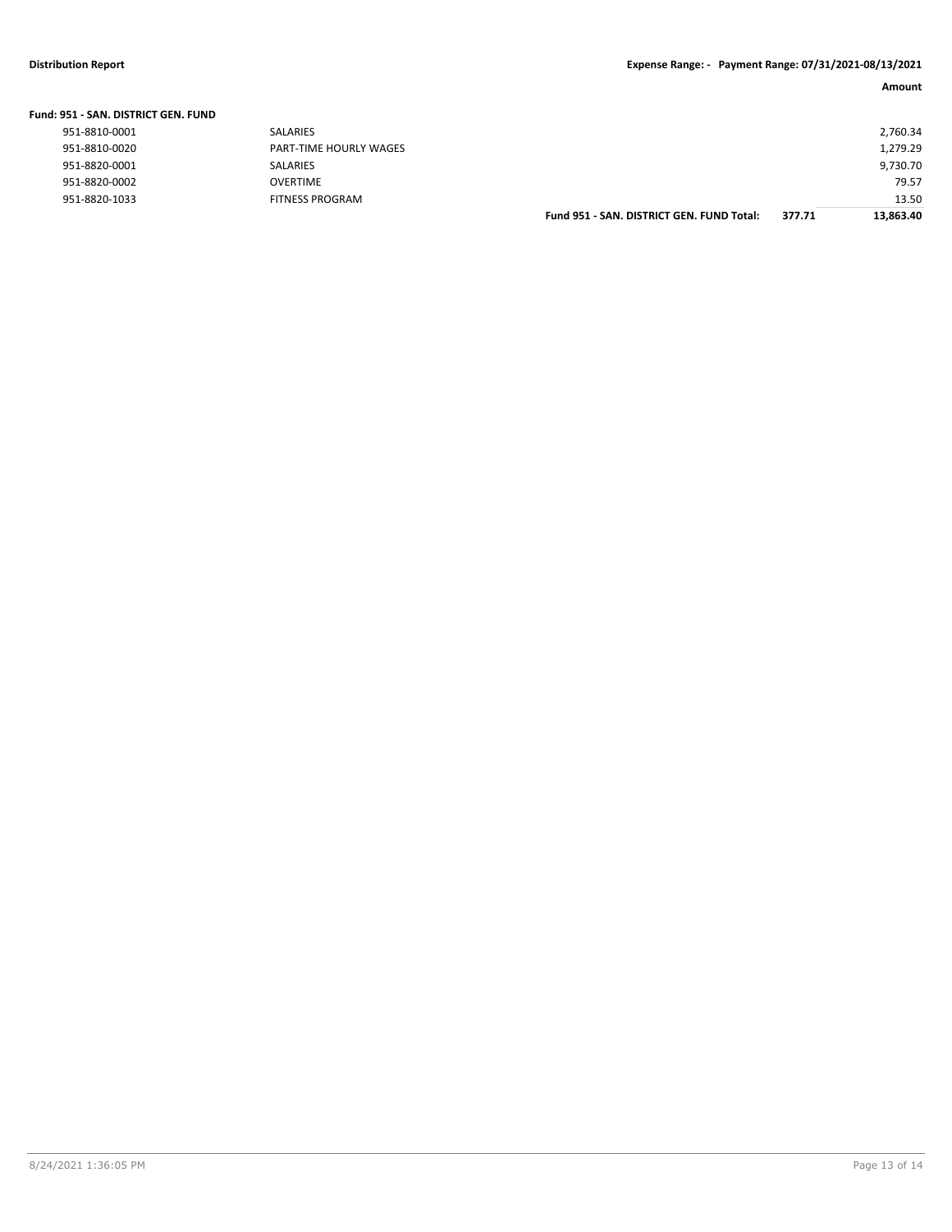**Distribution Report** **Expense Range: - Payment Range: 07/31/2021-08/13/2021**

| | | | Amount |
|---|---|---|---|
| **Fund: 951 - SAN. DISTRICT GEN. FUND** | | | |
| 951-8810-0001 | SALARIES | | 2,760.34 |
| 951-8810-0020 | PART-TIME HOURLY WAGES | | 1,279.29 |
| 951-8820-0001 | SALARIES | | 9,730.70 |
| 951-8820-0002 | OVERTIME | | 79.57 |
| 951-8820-1033 | FITNESS PROGRAM | | 13.50 |
| | **Fund 951 - SAN. DISTRICT GEN. FUND Total:** | **377.71** | **13,863.40** |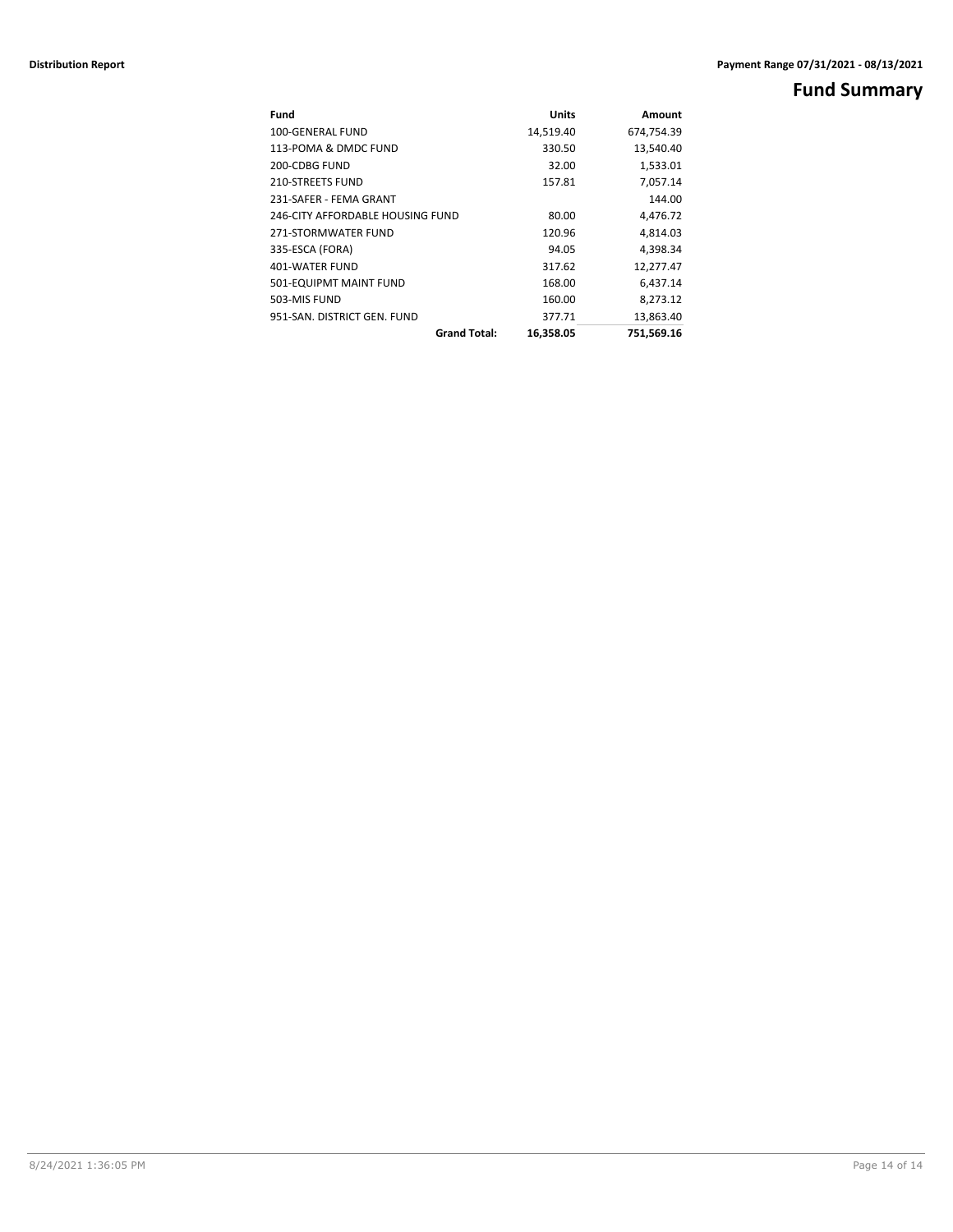# Fund Summary

| Fund | Units | Amount |
|---|---|---|
| 100-GENERAL FUND | 14,519.40 | 674,754.39 |
| 113-POMA & DMDC FUND | 330.50 | 13,540.40 |
| 200-CDBG FUND | 32.00 | 1,533.01 |
| 210-STREETS FUND | 157.81 | 7,057.14 |
| 231-SAFER - FEMA GRANT | | 144.00 |
| 246-CITY AFFORDABLE HOUSING FUND | 80.00 | 4,476.72 |
| 271-STORMWATER FUND | 120.96 | 4,814.03 |
| 335-ESCA (FORA) | 94.05 | 4,398.34 |
| 401-WATER FUND | 317.62 | 12,277.47 |
| 501-EQUIPMT MAINT FUND | 168.00 | 6,437.14 |
| 503-MIS FUND | 160.00 | 8,273.12 |
| 951-SAN. DISTRICT GEN. FUND | 377.71 | 13,863.40 |
| **Grand Total:** | **16,358.05** | **751,569.16** |